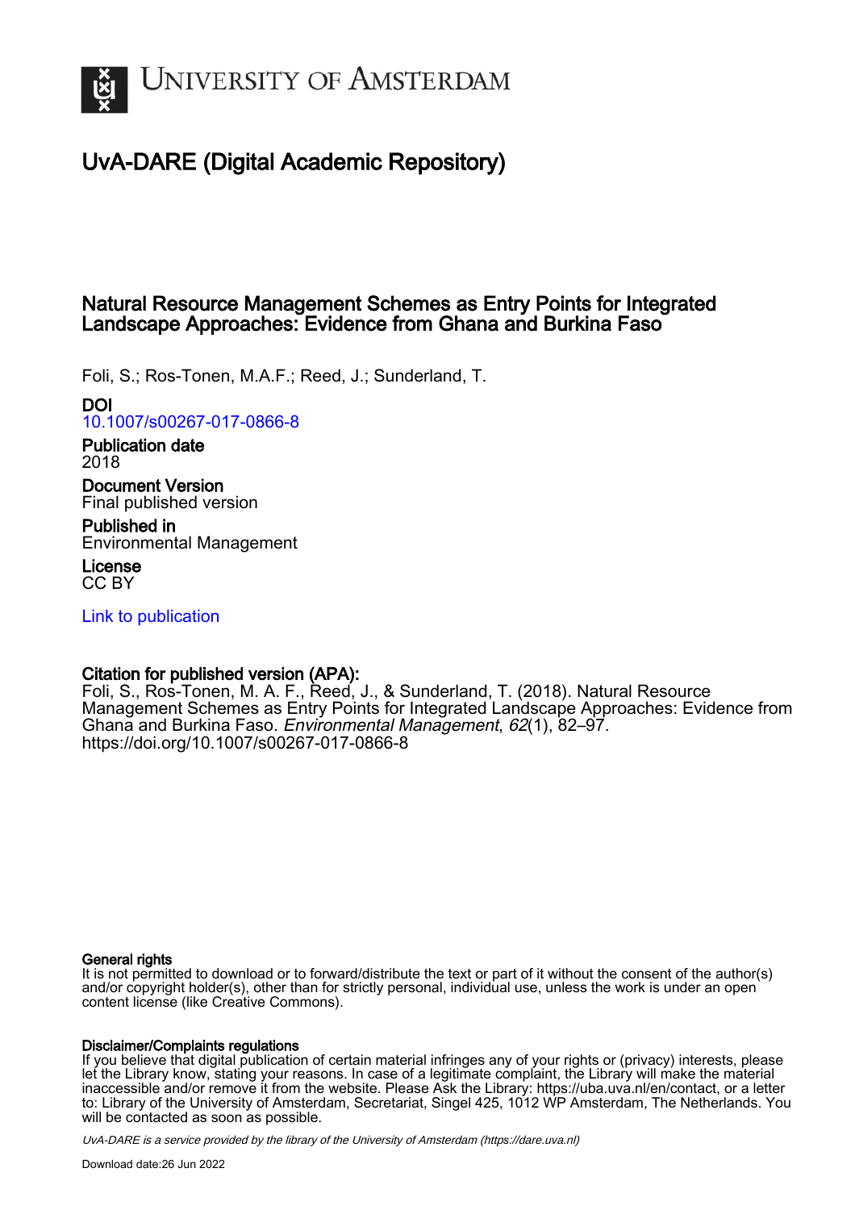# University of Amsterdam

## UvA-DARE (Digital Academic Repository)

### Natural Resource Management Schemes as Entry Points for Integrated Landscape Approaches: Evidence from Ghana and Burkina Faso

Foli, S.; Ros-Tonen, M.A.F.; Reed, J.; Sunderland, T.

**DOI**
10.1007/s00267-017-0866-8

**Publication date**
2018

**Document Version**
Final published version

**Published in**
Environmental Management

**License**
CC BY

Link to publication

**Citation for published version (APA):**
Foli, S., Ros-Tonen, M. A. F., Reed, J., & Sunderland, T. (2018). Natural Resource Management Schemes as Entry Points for Integrated Landscape Approaches: Evidence from Ghana and Burkina Faso. *Environmental Management*, *62*(1), 82–97. https://doi.org/10.1007/s00267-017-0866-8

**General rights**
It is not permitted to download or to forward/distribute the text or part of it without the consent of the author(s) and/or copyright holder(s), other than for strictly personal, individual use, unless the work is under an open content license (like Creative Commons).

**Disclaimer/Complaints regulations**
If you believe that digital publication of certain material infringes any of your rights or (privacy) interests, please let the Library know, stating your reasons. In case of a legitimate complaint, the Library will make the material inaccessible and/or remove it from the website. Please Ask the Library: https://uba.uva.nl/en/contact, or a letter to: Library of the University of Amsterdam, Secretariat, Singel 425, 1012 WP Amsterdam, The Netherlands. You will be contacted as soon as possible.

*UvA-DARE is a service provided by the library of the University of Amsterdam (https://dare.uva.nl)*

Download date:26 Jun 2022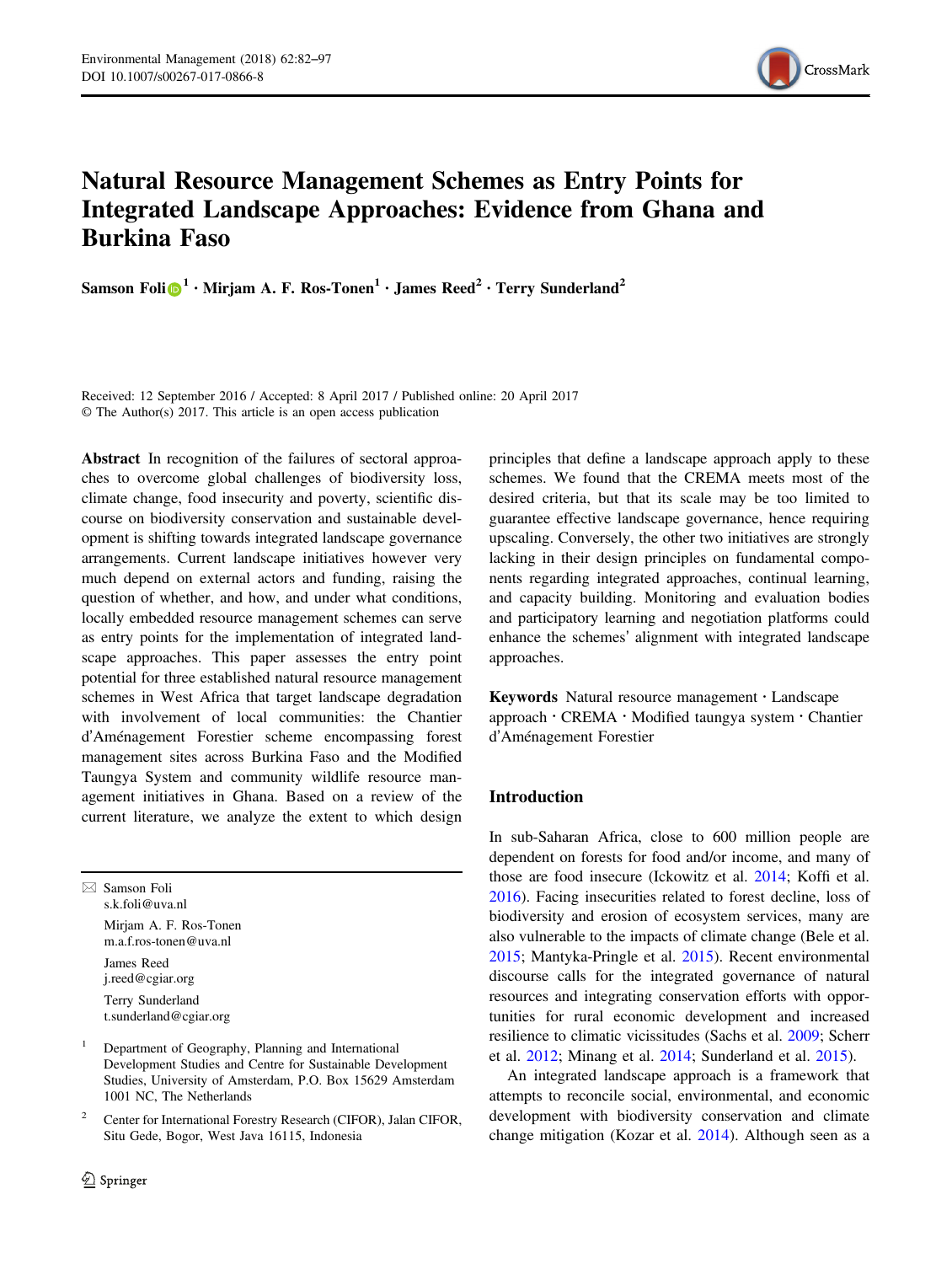# Natural Resource Management Schemes as Entry Points for Integrated Landscape Approaches: Evidence from Ghana and Burkina Faso

Samson Foli[1] · Mirjam A. F. Ros-Tonen[1] · James Reed[2] · Terry Sunderland[2]

Received: 12 September 2016 / Accepted: 8 April 2017 / Published online: 20 April 2017
© The Author(s) 2017. This article is an open access publication

**Abstract** In recognition of the failures of sectoral approaches to overcome global challenges of biodiversity loss, climate change, food insecurity and poverty, scientific discourse on biodiversity conservation and sustainable development is shifting towards integrated landscape governance arrangements. Current landscape initiatives however very much depend on external actors and funding, raising the question of whether, and how, and under what conditions, locally embedded resource management schemes can serve as entry points for the implementation of integrated landscape approaches. This paper assesses the entry point potential for three established natural resource management schemes in West Africa that target landscape degradation with involvement of local communities: the Chantier d'Aménagement Forestier scheme encompassing forest management sites across Burkina Faso and the Modified Taungya System and community wildlife resource management initiatives in Ghana. Based on a review of the current literature, we analyze the extent to which design principles that define a landscape approach apply to these schemes. We found that the CREMA meets most of the desired criteria, but that its scale may be too limited to guarantee effective landscape governance, hence requiring upscaling. Conversely, the other two initiatives are strongly lacking in their design principles on fundamental components regarding integrated approaches, continual learning, and capacity building. Monitoring and evaluation bodies and participatory learning and negotiation platforms could enhance the schemes' alignment with integrated landscape approaches.

**Keywords** Natural resource management · Landscape approach · CREMA · Modified taungya system · Chantier d'Aménagement Forestier

✉ Samson Foli
s.k.foli@uva.nl

Mirjam A. F. Ros-Tonen
m.a.f.ros-tonen@uva.nl

James Reed
j.reed@cgiar.org

Terry Sunderland
t.sunderland@cgiar.org

[1] Department of Geography, Planning and International Development Studies and Centre for Sustainable Development Studies, University of Amsterdam, P.O. Box 15629 Amsterdam 1001 NC, The Netherlands

[2] Center for International Forestry Research (CIFOR), Jalan CIFOR, Situ Gede, Bogor, West Java 16115, Indonesia

## Introduction

In sub-Saharan Africa, close to 600 million people are dependent on forests for food and/or income, and many of those are food insecure (Ickowitz et al. 2014; Koffi et al. 2016). Facing insecurities related to forest decline, loss of biodiversity and erosion of ecosystem services, many are also vulnerable to the impacts of climate change (Bele et al. 2015; Mantyka-Pringle et al. 2015). Recent environmental discourse calls for the integrated governance of natural resources and integrating conservation efforts with opportunities for rural economic development and increased resilience to climatic vicissitudes (Sachs et al. 2009; Scherr et al. 2012; Minang et al. 2014; Sunderland et al. 2015).

An integrated landscape approach is a framework that attempts to reconcile social, environmental, and economic development with biodiversity conservation and climate change mitigation (Kozar et al. 2014). Although seen as a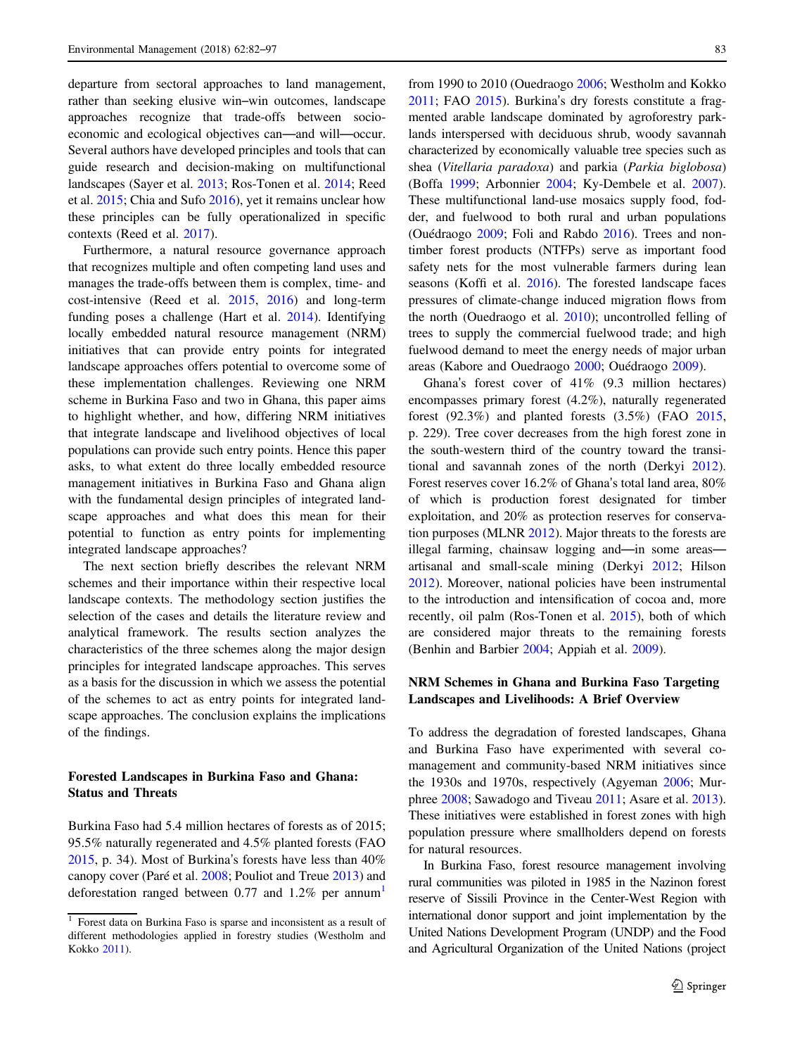departure from sectoral approaches to land management, rather than seeking elusive win–win outcomes, landscape approaches recognize that trade-offs between socio-economic and ecological objectives can—and will—occur. Several authors have developed principles and tools that can guide research and decision-making on multifunctional landscapes (Sayer et al. 2013; Ros-Tonen et al. 2014; Reed et al. 2015; Chia and Sufo 2016), yet it remains unclear how these principles can be fully operationalized in specific contexts (Reed et al. 2017).

Furthermore, a natural resource governance approach that recognizes multiple and often competing land uses and manages the trade-offs between them is complex, time- and cost-intensive (Reed et al. 2015, 2016) and long-term funding poses a challenge (Hart et al. 2014). Identifying locally embedded natural resource management (NRM) initiatives that can provide entry points for integrated landscape approaches offers potential to overcome some of these implementation challenges. Reviewing one NRM scheme in Burkina Faso and two in Ghana, this paper aims to highlight whether, and how, differing NRM initiatives that integrate landscape and livelihood objectives of local populations can provide such entry points. Hence this paper asks, to what extent do three locally embedded resource management initiatives in Burkina Faso and Ghana align with the fundamental design principles of integrated landscape approaches and what does this mean for their potential to function as entry points for implementing integrated landscape approaches?

The next section briefly describes the relevant NRM schemes and their importance within their respective local landscape contexts. The methodology section justifies the selection of the cases and details the literature review and analytical framework. The results section analyzes the characteristics of the three schemes along the major design principles for integrated landscape approaches. This serves as a basis for the discussion in which we assess the potential of the schemes to act as entry points for integrated landscape approaches. The conclusion explains the implications of the findings.

## Forested Landscapes in Burkina Faso and Ghana: Status and Threats

Burkina Faso had 5.4 million hectares of forests as of 2015; 95.5% naturally regenerated and 4.5% planted forests (FAO 2015, p. 34). Most of Burkina's forests have less than 40% canopy cover (Paré et al. 2008; Pouliot and Treue 2013) and deforestation ranged between 0.77 and 1.2% per annum[1] from 1990 to 2010 (Ouedraogo 2006; Westholm and Kokko 2011; FAO 2015). Burkina's dry forests constitute a fragmented arable landscape dominated by agroforestry parklands interspersed with deciduous shrub, woody savannah characterized by economically valuable tree species such as shea (*Vitellaria paradoxa*) and parkia (*Parkia biglobosa*) (Boffa 1999; Arbonnier 2004; Ky-Dembele et al. 2007). These multifunctional land-use mosaics supply food, fodder, and fuelwood to both rural and urban populations (Ouédraogo 2009; Foli and Rabdo 2016). Trees and non-timber forest products (NTFPs) serve as important food safety nets for the most vulnerable farmers during lean seasons (Koffi et al. 2016). The forested landscape faces pressures of climate-change induced migration flows from the north (Ouedraogo et al. 2010); uncontrolled felling of trees to supply the commercial fuelwood trade; and high fuelwood demand to meet the energy needs of major urban areas (Kabore and Ouedraogo 2000; Ouédraogo 2009).

Ghana's forest cover of 41% (9.3 million hectares) encompasses primary forest (4.2%), naturally regenerated forest (92.3%) and planted forests (3.5%) (FAO 2015, p. 229). Tree cover decreases from the high forest zone in the south-western third of the country toward the transitional and savannah zones of the north (Derkyi 2012). Forest reserves cover 16.2% of Ghana's total land area, 80% of which is production forest designated for timber exploitation, and 20% as protection reserves for conservation purposes (MLNR 2012). Major threats to the forests are illegal farming, chainsaw logging and—in some areas—artisanal and small-scale mining (Derkyi 2012; Hilson 2012). Moreover, national policies have been instrumental to the introduction and intensification of cocoa and, more recently, oil palm (Ros-Tonen et al. 2015), both of which are considered major threats to the remaining forests (Benhin and Barbier 2004; Appiah et al. 2009).

## NRM Schemes in Ghana and Burkina Faso Targeting Landscapes and Livelihoods: A Brief Overview

To address the degradation of forested landscapes, Ghana and Burkina Faso have experimented with several co-management and community-based NRM initiatives since the 1930s and 1970s, respectively (Agyeman 2006; Murphree 2008; Sawadogo and Tiveau 2011; Asare et al. 2013). These initiatives were established in forest zones with high population pressure where smallholders depend on forests for natural resources.

In Burkina Faso, forest resource management involving rural communities was piloted in 1985 in the Nazinon forest reserve of Sissili Province in the Center-West Region with international donor support and joint implementation by the United Nations Development Program (UNDP) and the Food and Agricultural Organization of the United Nations (project

[1] Forest data on Burkina Faso is sparse and inconsistent as a result of different methodologies applied in forestry studies (Westholm and Kokko 2011).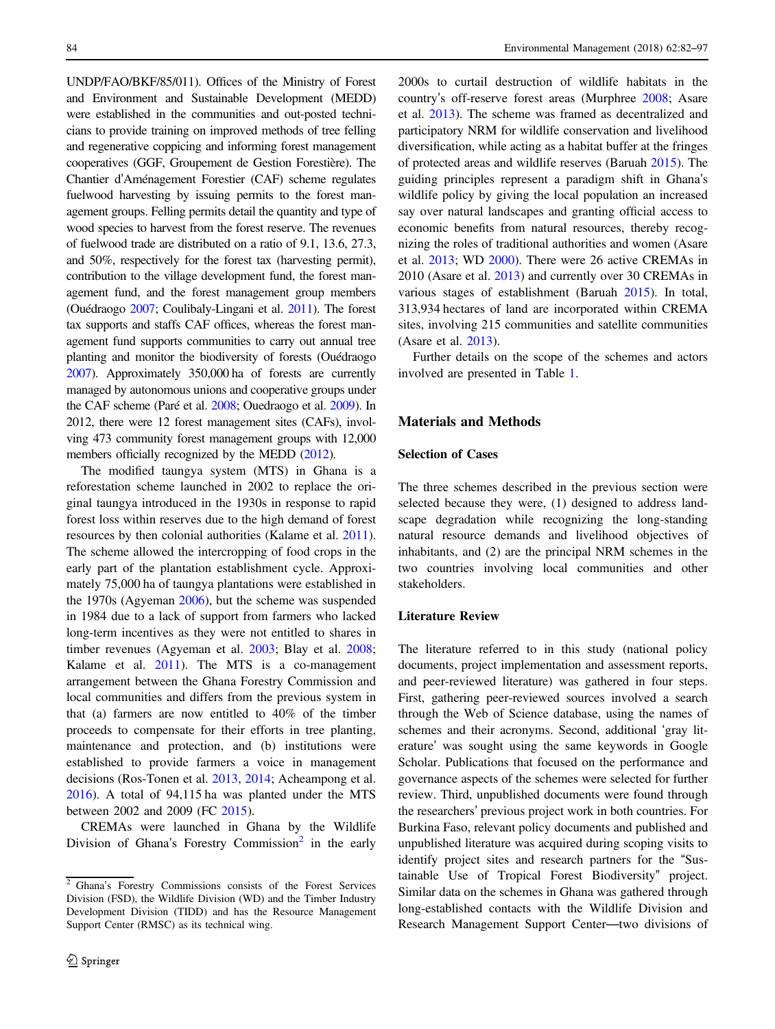UNDP/FAO/BKF/85/011). Offices of the Ministry of Forest and Environment and Sustainable Development (MEDD) were established in the communities and out-posted technicians to provide training on improved methods of tree felling and regenerative coppicing and informing forest management cooperatives (GGF, Groupement de Gestion Forestière). The Chantier d'Aménagement Forestier (CAF) scheme regulates fuelwood harvesting by issuing permits to the forest management groups. Felling permits detail the quantity and type of wood species to harvest from the forest reserve. The revenues of fuelwood trade are distributed on a ratio of 9.1, 13.6, 27.3, and 50%, respectively for the forest tax (harvesting permit), contribution to the village development fund, the forest management fund, and the forest management group members (Ouédraogo 2007; Coulibaly-Lingani et al. 2011). The forest tax supports and staffs CAF offices, whereas the forest management fund supports communities to carry out annual tree planting and monitor the biodiversity of forests (Ouédraogo 2007). Approximately 350,000 ha of forests are currently managed by autonomous unions and cooperative groups under the CAF scheme (Paré et al. 2008; Ouedraogo et al. 2009). In 2012, there were 12 forest management sites (CAFs), involving 473 community forest management groups with 12,000 members officially recognized by the MEDD (2012).

The modified taungya system (MTS) in Ghana is a reforestation scheme launched in 2002 to replace the original taungya introduced in the 1930s in response to rapid forest loss within reserves due to the high demand of forest resources by then colonial authorities (Kalame et al. 2011). The scheme allowed the intercropping of food crops in the early part of the plantation establishment cycle. Approximately 75,000 ha of taungya plantations were established in the 1970s (Agyeman 2006), but the scheme was suspended in 1984 due to a lack of support from farmers who lacked long-term incentives as they were not entitled to shares in timber revenues (Agyeman et al. 2003; Blay et al. 2008; Kalame et al. 2011). The MTS is a co-management arrangement between the Ghana Forestry Commission and local communities and differs from the previous system in that (a) farmers are now entitled to 40% of the timber proceeds to compensate for their efforts in tree planting, maintenance and protection, and (b) institutions were established to provide farmers a voice in management decisions (Ros-Tonen et al. 2013, 2014; Acheampong et al. 2016). A total of 94,115 ha was planted under the MTS between 2002 and 2009 (FC 2015).

CREMAs were launched in Ghana by the Wildlife Division of Ghana's Forestry Commission[2] in the early 2000s to curtail destruction of wildlife habitats in the country's off-reserve forest areas (Murphree 2008; Asare et al. 2013). The scheme was framed as decentralized and participatory NRM for wildlife conservation and livelihood diversification, while acting as a habitat buffer at the fringes of protected areas and wildlife reserves (Baruah 2015). The guiding principles represent a paradigm shift in Ghana's wildlife policy by giving the local population an increased say over natural landscapes and granting official access to economic benefits from natural resources, thereby recognizing the roles of traditional authorities and women (Asare et al. 2013; WD 2000). There were 26 active CREMAs in 2010 (Asare et al. 2013) and currently over 30 CREMAs in various stages of establishment (Baruah 2015). In total, 313,934 hectares of land are incorporated within CREMA sites, involving 215 communities and satellite communities (Asare et al. 2013).

Further details on the scope of the schemes and actors involved are presented in Table 1.

[2] Ghana's Forestry Commissions consists of the Forest Services Division (FSD), the Wildlife Division (WD) and the Timber Industry Development Division (TIDD) and has the Resource Management Support Center (RMSC) as its technical wing.

## Materials and Methods

### Selection of Cases

The three schemes described in the previous section were selected because they were, (1) designed to address landscape degradation while recognizing the long-standing natural resource demands and livelihood objectives of inhabitants, and (2) are the principal NRM schemes in the two countries involving local communities and other stakeholders.

### Literature Review

The literature referred to in this study (national policy documents, project implementation and assessment reports, and peer-reviewed literature) was gathered in four steps. First, gathering peer-reviewed sources involved a search through the Web of Science database, using the names of schemes and their acronyms. Second, additional 'gray literature' was sought using the same keywords in Google Scholar. Publications that focused on the performance and governance aspects of the schemes were selected for further review. Third, unpublished documents were found through the researchers' previous project work in both countries. For Burkina Faso, relevant policy documents and published and unpublished literature was acquired during scoping visits to identify project sites and research partners for the "Sustainable Use of Tropical Forest Biodiversity" project. Similar data on the schemes in Ghana was gathered through long-established contacts with the Wildlife Division and Research Management Support Center—two divisions of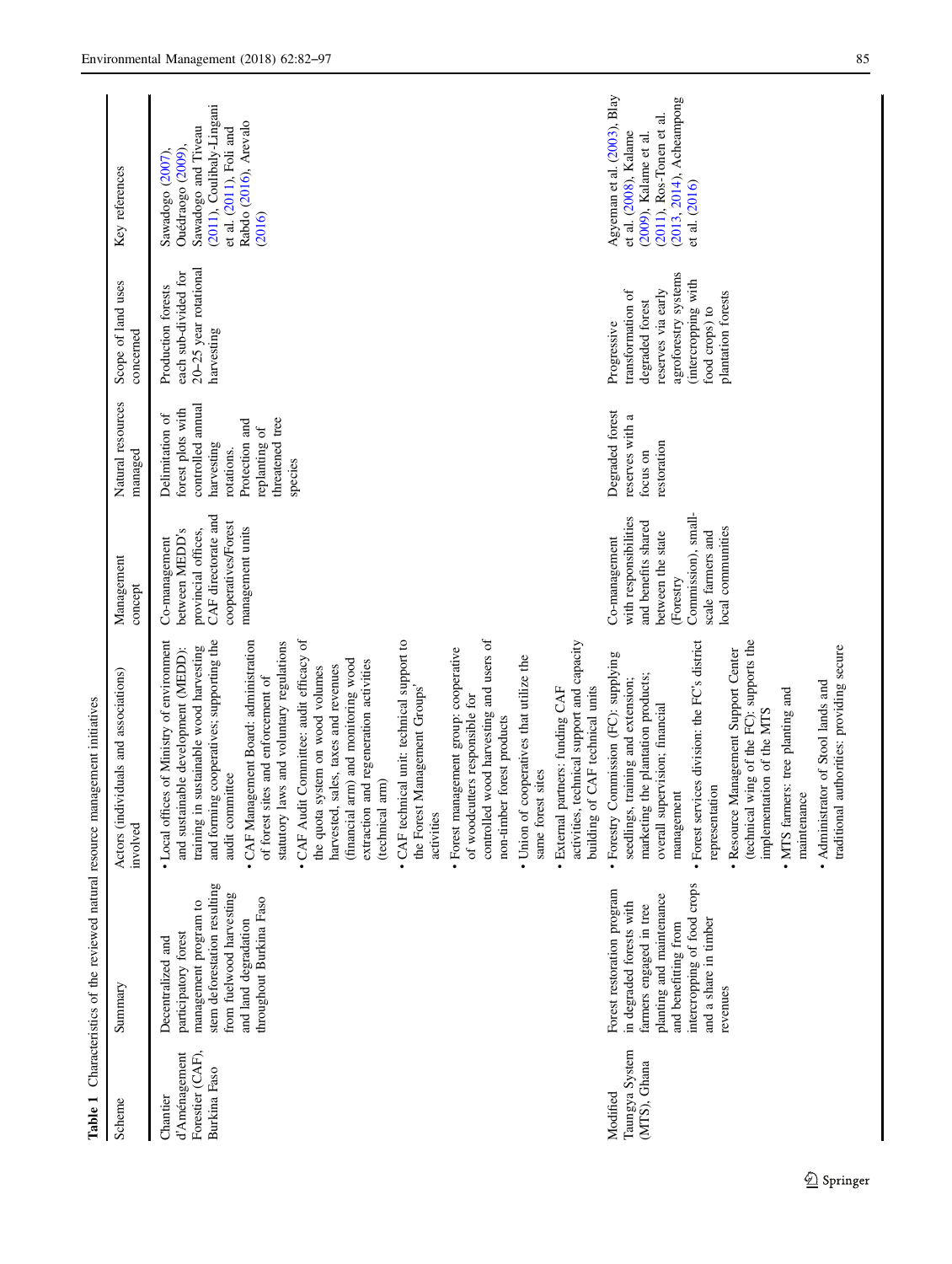**Table 1** Characteristics of the reviewed natural resource management initiatives

| Scheme | Summary | Actors (individuals and associations) involved | Management concept | Natural resources managed | Scope of land uses concerned | Key references |
|---|---|---|---|---|---|---|
| Chantier d'Aménagement Forestier (CAF), Burkina Faso | Decentralized and participatory forest management program to stem deforestation resulting from fuelwood harvesting and land degradation throughout Burkina Faso | • Local offices of Ministry of environment and sustainable development (MEDD): training in sustainable wood harvesting and forming cooperatives; supporting the audit committee<br>• CAF Management Board: administration of forest sites and enforcement of statutory laws and voluntary regulations<br>• CAF Audit Committee: audit efficacy of the quota system on wood volumes harvested, sales, taxes and revenues (financial arm) and monitoring wood extraction and regeneration activities (technical arm)<br>• CAF technical unit: technical support to the Forest Management Groups' activities<br>• Forest management group: cooperative of woodcutters responsible for controlled wood harvesting and users of non-timber forest products<br>• Union of cooperatives that utilize the same forest sites<br>• External partners: funding CAF activities, technical support and capacity building of CAF technical units | Co-management between MEDD's provincial offices, CAF directorate and cooperatives/Forest management units | Delimitation of forest plots with controlled annual harvesting rotations. Protection and replanting of threatened tree species | Production forests each sub-divided for 20–25 year rotational harvesting | Sawadogo (2007), Ouédraogo (2009), Sawadogo and Tiveau (2011), Coulibaly-Lingani et al. (2011), Foli and Rabdo (2016), Arevalo (2016) |
| Modified Taungya System (MTS), Ghana | Forest restoration program in degraded forests with farmers engaged in tree planting and maintenance and benefitting from intercropping of food crops and a share in timber revenues | • Forestry Commission (FC): supplying seedlings, training and extension; marketing the plantation products; overall supervision; financial management<br>• Forest services division: the FC's district representation<br>• Resource Management Support Center (technical wing of the FC): supports the implementation of the MTS<br>• MTS farmers: tree planting and maintenance<br>• Administrator of Stool lands and traditional authorities: providing secure | Co-management with responsibilities and benefits shared between the state (Forestry Commission), small-scale farmers and local communities | Degraded forest reserves with a focus on restoration | Progressive transformation of degraded forest reserves via early agroforestry systems (intercropping with food crops) to plantation forests | Agyeman et al. (2003), Blay et al. (2008), Kalame (2009), Kalame et al. (2011), Ros-Tonen et al. (2013, 2014), Acheampong et al. (2016) |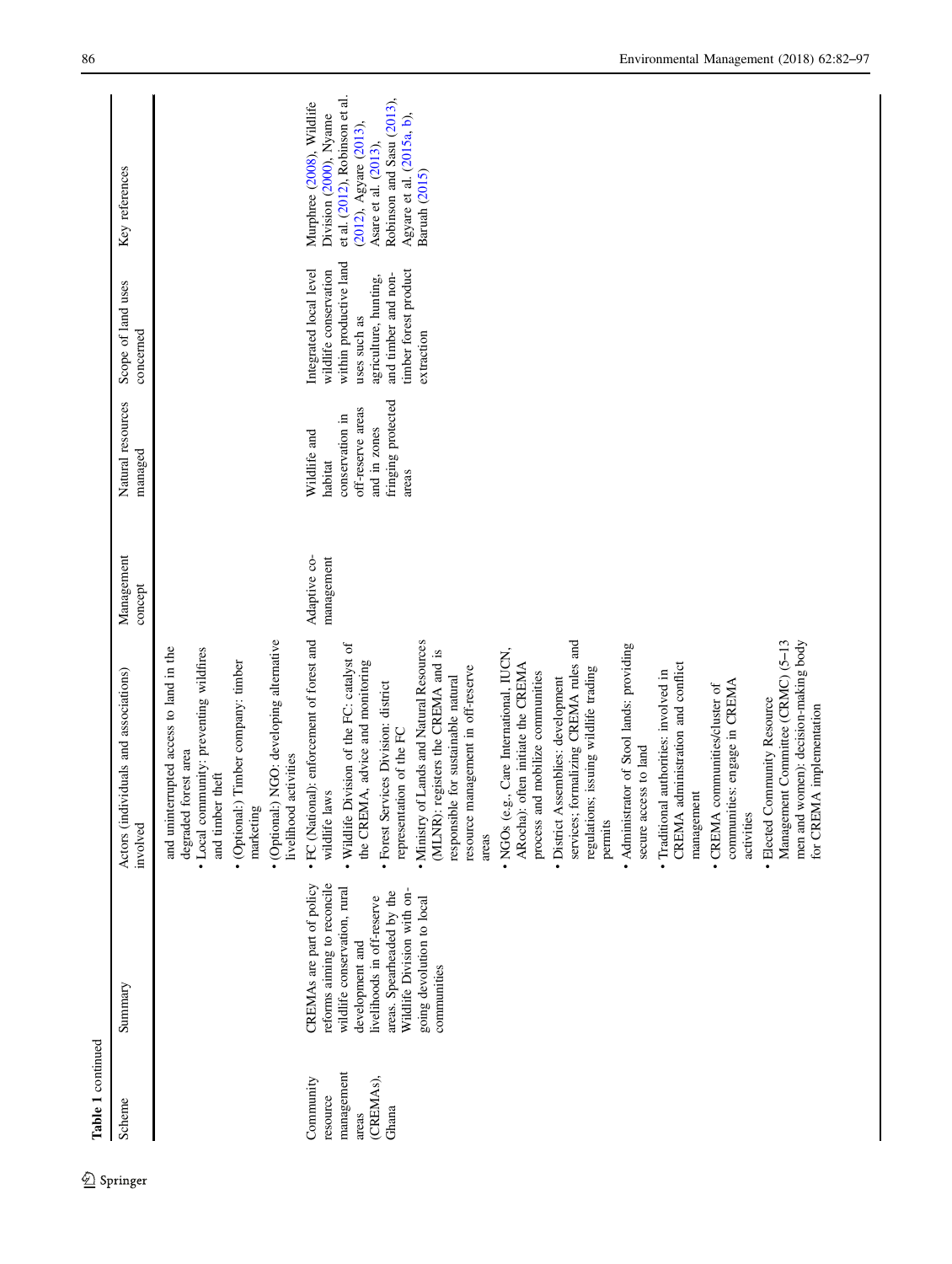**Table 1** continued

| Scheme | Summary | Actors (individuals and associations) involved | Management concept | Natural resources managed | Scope of land uses concerned | Key references |
|---|---|---|---|---|---|---|
| | | and uninterrupted access to land in the degraded forest area<br>• Local community: preventing wildfires and timber theft<br>• (Optional:) Timber company: timber marketing<br>• (Optional:) NGO: developing alternative livelihood activities | | | | |
| Community resource management areas (CREMAs), Ghana | CREMAs are part of policy reforms aiming to reconcile wildlife conservation, rural development and livelihoods in off-reserve areas. Spearheaded by the Wildlife Division with on-going devolution to local communities | • FC (National): enforcement of forest and wildlife laws<br>• Wildlife Division of the FC: catalyst of the CREMA, advice and monitoring<br>• Forest Services Division: district representation of the FC<br>• Ministry of Lands and Natural Resources (MLNR): registers the CREMA and is responsible for sustainable natural resource management in off-reserve areas<br>• NGOs (e.g., Care International, IUCN, ARocha): often initiate the CREMA process and mobilize communities<br>• District Assemblies: development services; formalizing CREMA rules and regulations; issuing wildlife trading permits<br>• Administrator of Stool lands: providing secure access to land<br>• Traditional authorities: involved in CREMA administration and conflict management<br>• CREMA communities/cluster of communities: engage in CREMA activities<br>• Elected Community Resource Management Committee (CRMC) (5–13 men and women): decision-making body for CREMA implementation | Adaptive co-management | Wildlife and habitat conservation in off-reserve areas and in zones fringing protected areas | Integrated local level wildlife conservation within productive land uses such as agriculture, hunting, and timber and non-timber forest product extraction | Murphree (2008), Wildlife Division (2000), Nyame et al. (2012), Robinson et al. (2012), Agyare (2013), Asare et al. (2013), Robinson and Sasu (2013), Agyare et al. (2015a, b), Baruah (2015) |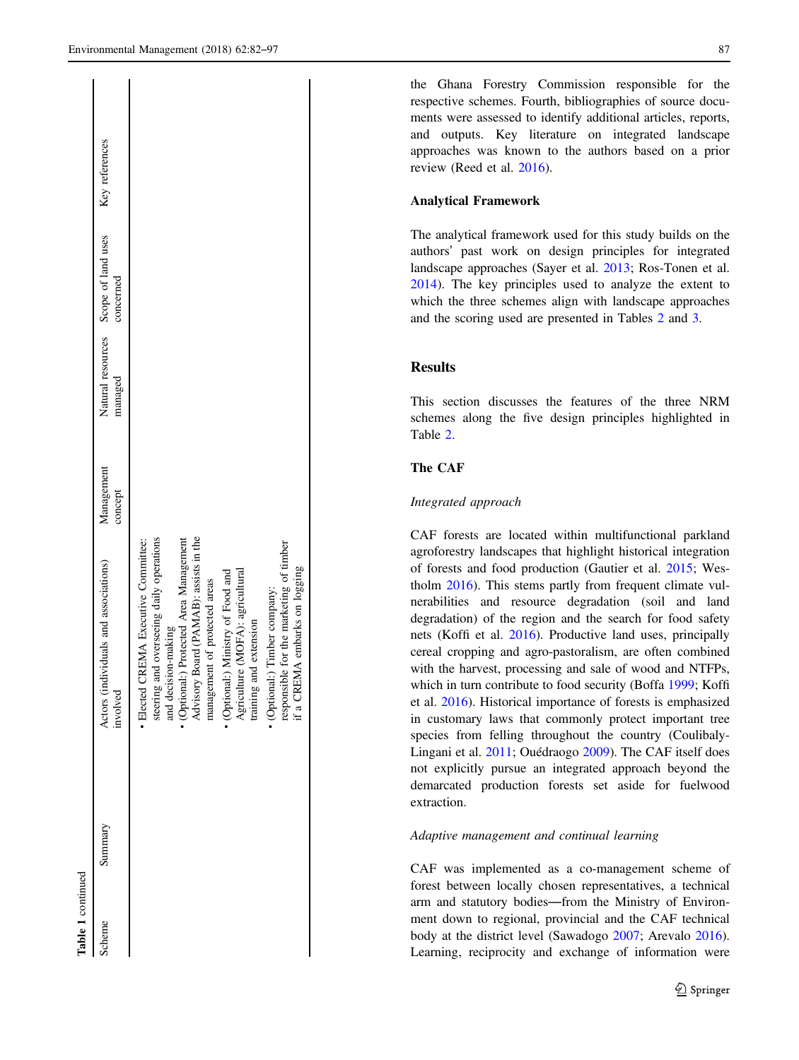**Table 1** continued

| Scheme | Summary | Actors (individuals and associations) involved | Management concept | Natural resources managed | Scope of land uses concerned | Key references |
|---|---|---|---|---|---|---|
| | | • Elected CREMA Executive Committee: steering and overseeing daily operations and decision-making<br>• (Optional:) Protected Area Management Advisory Board (PAMAB): assists in the management of protected areas<br>• (Optional:) Ministry of Food and Agriculture (MOFA): agricultural training and extension<br>• (Optional:) Timber company: responsible for the marketing of timber if a CREMA embarks on logging | | | | |

the Ghana Forestry Commission responsible for the respective schemes. Fourth, bibliographies of source documents were assessed to identify additional articles, reports, and outputs. Key literature on integrated landscape approaches was known to the authors based on a prior review (Reed et al. 2016).

### Analytical Framework

The analytical framework used for this study builds on the authors' past work on design principles for integrated landscape approaches (Sayer et al. 2013; Ros-Tonen et al. 2014). The key principles used to analyze the extent to which the three schemes align with landscape approaches and the scoring used are presented in Tables 2 and 3.

## Results

This section discusses the features of the three NRM schemes along the five design principles highlighted in Table 2.

### The CAF

*Integrated approach*

CAF forests are located within multifunctional parkland agroforestry landscapes that highlight historical integration of forests and food production (Gautier et al. 2015; Westholm 2016). This stems partly from frequent climate vulnerabilities and resource degradation (soil and land degradation) of the region and the search for food safety nets (Koffi et al. 2016). Productive land uses, principally cereal cropping and agro-pastoralism, are often combined with the harvest, processing and sale of wood and NTFPs, which in turn contribute to food security (Boffa 1999; Koffi et al. 2016). Historical importance of forests is emphasized in customary laws that commonly protect important tree species from felling throughout the country (Coulibaly-Lingani et al. 2011; Ouédraogo 2009). The CAF itself does not explicitly pursue an integrated approach beyond the demarcated production forests set aside for fuelwood extraction.

*Adaptive management and continual learning*

CAF was implemented as a co-management scheme of forest between locally chosen representatives, a technical arm and statutory bodies—from the Ministry of Environment down to regional, provincial and the CAF technical body at the district level (Sawadogo 2007; Arevalo 2016). Learning, reciprocity and exchange of information were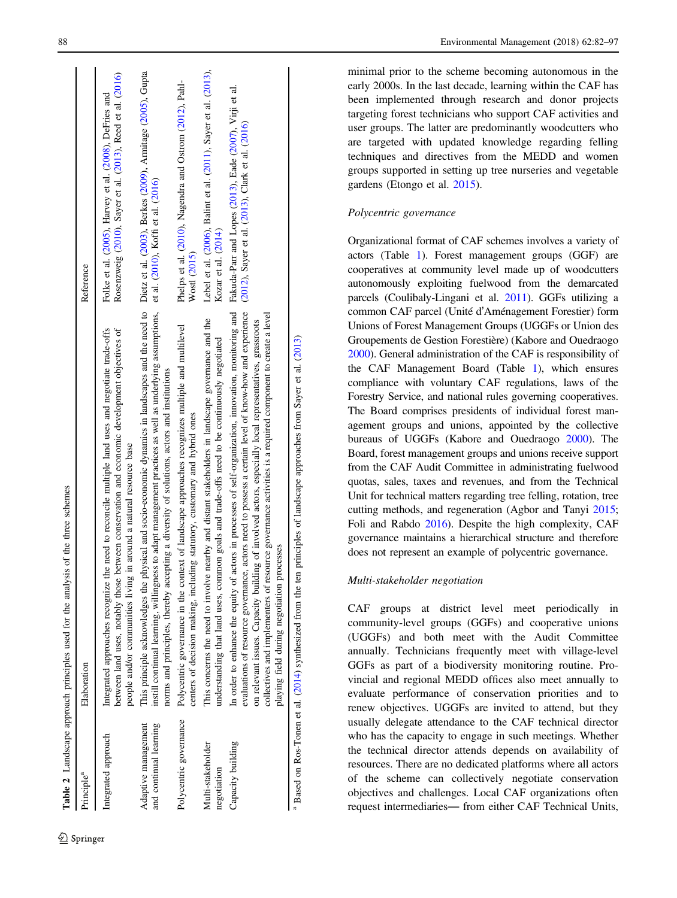**Table 2** Landscape approach principles used for the analysis of the three schemes

| Principle[a] | Elaboration | Reference |
|---|---|---|
| Integrated approach | Integrated approaches recognize the need to reconcile multiple land uses and negotiate trade-offs between land uses, notably those between conservation and economic development objectives of people and/or communities living in around a natural resource base | Folke et al. (2005), Harvey et al. (2008), DeFries and Rosenzweig (2010), Sayer et al. (2013), Reed et al. (2016) |
| Adaptive management and continual learning | This principle acknowledges the physical and socio-economic dynamics in landscapes and the need to instill continual learning, willingness to adapt management practices as well as underlying assumptions, norms and principles, thereby accepting a diversity of solutions, actors and institutions | Dietz et al. (2003), Berkes (2009), Armitage (2005), Gupta et al. (2010), Koffi et al. (2016) |
| Polycentric governance | Polycentric governance in the context of landscape approaches recognizes multiple and multilevel centers of decision making, including statutory, customary and hybrid ones | Phelps et al. (2010), Nagendra and Ostrom (2012), Pahl-Wostl (2015) |
| Multi-stakeholder negotiation | This concerns the need to involve nearby and distant stakeholders in landscape governance and the understanding that land uses, common goals and trade-offs need to be continuously negotiated | Lebel et al. (2006), Balint et al. (2011), Sayer et al. (2013), Kozar et al. (2014) |
| Capacity building | In order to enhance the equity of actors in processes of self-organization, innovation, monitoring and evaluations of resource governance, actors need to possess a certain level of know-how and experience on relevant issues. Capacity building of involved actors, especially local representatives, grassroots collectives and implementers of resource governance activities is a required component to create a level playing field during negotiation processes | Fakuda-Parr and Lopes (2013), Eade (2007), Virji et al. (2012), Sayer et al. (2013), Clark et al. (2016) |

[a] Based on Ros-Tonen et al. (2014) synthesized from the ten principles of landscape approaches from Sayer et al. (2013)

minimal prior to the scheme becoming autonomous in the early 2000s. In the last decade, learning within the CAF has been implemented through research and donor projects targeting forest technicians who support CAF activities and user groups. The latter are predominantly woodcutters who are targeted with updated knowledge regarding felling techniques and directives from the MEDD and women groups supported in setting up tree nurseries and vegetable gardens (Etongo et al. 2015).

*Polycentric governance*

Organizational format of CAF schemes involves a variety of actors (Table 1). Forest management groups (GGF) are cooperatives at community level made up of woodcutters autonomously exploiting fuelwood from the demarcated parcels (Coulibaly-Lingani et al. 2011). GGFs utilizing a common CAF parcel (Unité d'Aménagement Forestier) form Unions of Forest Management Groups (UGGFs or Union des Groupements de Gestion Forestière) (Kabore and Ouedraogo 2000). General administration of the CAF is responsibility of the CAF Management Board (Table 1), which ensures compliance with voluntary CAF regulations, laws of the Forestry Service, and national rules governing cooperatives. The Board comprises presidents of individual forest management groups and unions, appointed by the collective bureaus of UGGFs (Kabore and Ouedraogo 2000). The Board, forest management groups and unions receive support from the CAF Audit Committee in administrating fuelwood quotas, sales, taxes and revenues, and from the Technical Unit for technical matters regarding tree felling, rotation, tree cutting methods, and regeneration (Agbor and Tanyi 2015; Foli and Rabdo 2016). Despite the high complexity, CAF governance maintains a hierarchical structure and therefore does not represent an example of polycentric governance.

*Multi-stakeholder negotiation*

CAF groups at district level meet periodically in community-level groups (GGFs) and cooperative unions (UGGFs) and both meet with the Audit Committee annually. Technicians frequently meet with village-level GGFs as part of a biodiversity monitoring routine. Provincial and regional MEDD offices also meet annually to evaluate performance of conservation priorities and to renew objectives. UGGFs are invited to attend, but they usually delegate attendance to the CAF technical director who has the capacity to engage in such meetings. Whether the technical director attends depends on availability of resources. There are no dedicated platforms where all actors of the scheme can collectively negotiate conservation objectives and challenges. Local CAF organizations often request intermediaries— from either CAF Technical Units,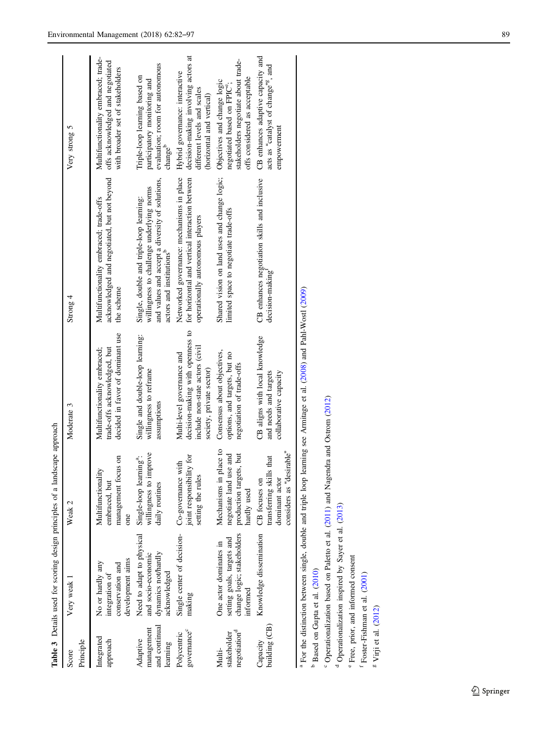**Table 3** Details used for scoring design principles of a landscape approach

| Score / Principle | Very weak 1 | Weak 2 | Moderate 3 | Strong 4 | Very strong 5 |
|---|---|---|---|---|---|
| Integrated approach | No or hardly any integration of conservation and development aims | Multifunctionality embraced, but management focus on one | Multifunctionality embraced; trade-offs acknowledged, but decided in favor of dominant use | Multifunctionality embraced; trade-offs acknowledged and negotiated, but not beyond the scheme | Multifunctionality embraced; trade-offs acknowledged and negotiated with broader set of stakeholders |
| Adaptive management and continual learning | Need to adapt to physical and socio-economic dynamics not/hardly acknowledged | Single-loop learning[a]: willingness to improve daily routines | Single and double-loop learning: willingness to reframe assumptions | Single, double and triple-loop learning: willingness to challenge underlying norms and values and accept a diversity of solutions, actors and institutions[b] | Triple-loop learning based on participatory monitoring and evaluation; room for autonomous change[b] |
| Polycentric governance[c] | Single center of decision-making | Co-governance with joint responsibility for setting the rules | Multi-level governance and decision-making with openness to include non-state actors (civil society, private sector) | Networked governance: mechanisms in place for horizontal and vertical interaction between operationally autonomous players | Hybrid governance: interactive decision-making involving actors at different levels and scales (horizontal and vertical) |
| Multi-stakeholder negotiation[d] | One actor dominates in setting goals, targets and change logic; stakeholders informed | Mechanisms in place to negotiate land use and production targets, but hardly used | Consensus about objectives, options, and targets, but no negotiation of trade-offs | Shared vision on land uses and change logic; limited space to negotiate trade-offs | Objectives and change logic negotiated based on FPIC[e]; stakeholders negotiate about trade-offs considered as acceptable |
| Capacity building (CB) | Knowledge dissemination | CB focuses on transferring skills that dominant actor considers as "desirable" | CB aligns with local knowledge and needs and targets collaborative capacity | CB enhances negotiation skills and inclusive decision-making[f] | CB enhances adaptive capacity and acts as "catalyst of change"[g], and empowerment |

[a] For the distinction between single, double and triple loop learning see Armitage et al. (2008) and Pahl-Wostl (2009)

[b] Based on Gupta et al. (2010)

[c] Operationalization based on Paletto et al. (2011) and Nagendra and Ostrom (2012)

[d] Operationalization inspired by Sayer et al. (2013)

[e] Free, prior, and informed consent

[f] Foster-Fishman et al. (2001)

[g] Virji et al. (2012)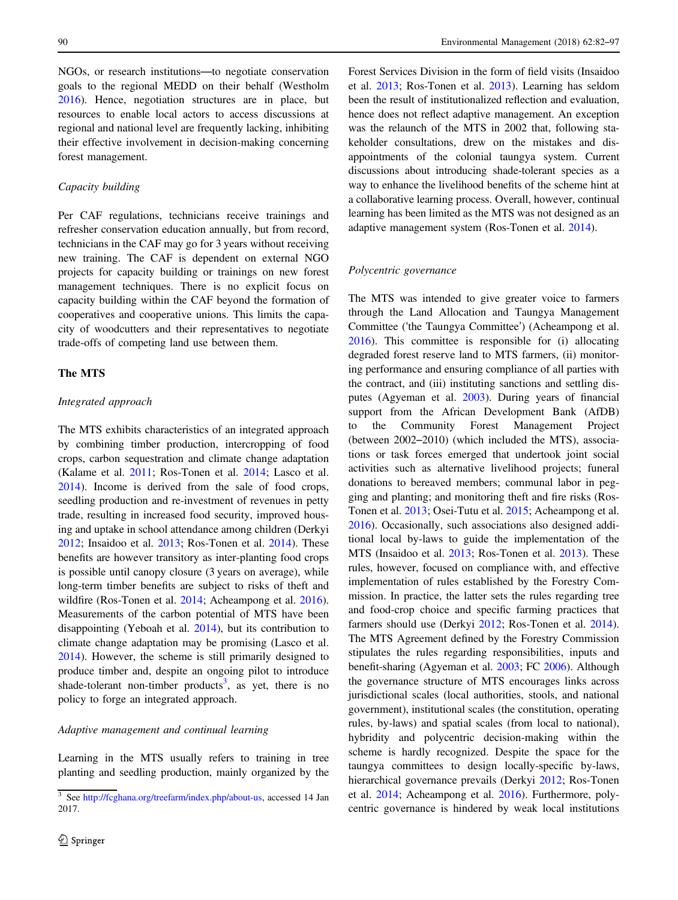NGOs, or research institutions—to negotiate conservation goals to the regional MEDD on their behalf (Westholm 2016). Hence, negotiation structures are in place, but resources to enable local actors to access discussions at regional and national level are frequently lacking, inhibiting their effective involvement in decision-making concerning forest management.

*Capacity building*

Per CAF regulations, technicians receive trainings and refresher conservation education annually, but from record, technicians in the CAF may go for 3 years without receiving new training. The CAF is dependent on external NGO projects for capacity building or trainings on new forest management techniques. There is no explicit focus on capacity building within the CAF beyond the formation of cooperatives and cooperative unions. This limits the capacity of woodcutters and their representatives to negotiate trade-offs of competing land use between them.

## The MTS

*Integrated approach*

The MTS exhibits characteristics of an integrated approach by combining timber production, intercropping of food crops, carbon sequestration and climate change adaptation (Kalame et al. 2011; Ros-Tonen et al. 2014; Lasco et al. 2014). Income is derived from the sale of food crops, seedling production and re-investment of revenues in petty trade, resulting in increased food security, improved housing and uptake in school attendance among children (Derkyi 2012; Insaidoo et al. 2013; Ros-Tonen et al. 2014). These benefits are however transitory as inter-planting food crops is possible until canopy closure (3 years on average), while long-term timber benefits are subject to risks of theft and wildfire (Ros-Tonen et al. 2014; Acheampong et al. 2016). Measurements of the carbon potential of MTS have been disappointing (Yeboah et al. 2014), but its contribution to climate change adaptation may be promising (Lasco et al. 2014). However, the scheme is still primarily designed to produce timber and, despite an ongoing pilot to introduce shade-tolerant non-timber products[3], as yet, there is no policy to forge an integrated approach.

*Adaptive management and continual learning*

Learning in the MTS usually refers to training in tree planting and seedling production, mainly organized by the Forest Services Division in the form of field visits (Insaidoo et al. 2013; Ros-Tonen et al. 2013). Learning has seldom been the result of institutionalized reflection and evaluation, hence does not reflect adaptive management. An exception was the relaunch of the MTS in 2002 that, following stakeholder consultations, drew on the mistakes and disappointments of the colonial taungya system. Current discussions about introducing shade-tolerant species as a way to enhance the livelihood benefits of the scheme hint at a collaborative learning process. Overall, however, continual learning has been limited as the MTS was not designed as an adaptive management system (Ros-Tonen et al. 2014).

*Polycentric governance*

The MTS was intended to give greater voice to farmers through the Land Allocation and Taungya Management Committee ('the Taungya Committee') (Acheampong et al. 2016). This committee is responsible for (i) allocating degraded forest reserve land to MTS farmers, (ii) monitoring performance and ensuring compliance of all parties with the contract, and (iii) instituting sanctions and settling disputes (Agyeman et al. 2003). During years of financial support from the African Development Bank (AfDB) to the Community Forest Management Project (between 2002–2010) (which included the MTS), associations or task forces emerged that undertook joint social activities such as alternative livelihood projects; funeral donations to bereaved members; communal labor in pegging and planting; and monitoring theft and fire risks (Ros-Tonen et al. 2013; Osei-Tutu et al. 2015; Acheampong et al. 2016). Occasionally, such associations also designed additional local by-laws to guide the implementation of the MTS (Insaidoo et al. 2013; Ros-Tonen et al. 2013). These rules, however, focused on compliance with, and effective implementation of rules established by the Forestry Commission. In practice, the latter sets the rules regarding tree and food-crop choice and specific farming practices that farmers should use (Derkyi 2012; Ros-Tonen et al. 2014). The MTS Agreement defined by the Forestry Commission stipulates the rules regarding responsibilities, inputs and benefit-sharing (Agyeman et al. 2003; FC 2006). Although the governance structure of MTS encourages links across jurisdictional scales (local authorities, stools, and national government), institutional scales (the constitution, operating rules, by-laws) and spatial scales (from local to national), hybridity and polycentric decision-making within the scheme is hardly recognized. Despite the space for the taungya committees to design locally-specific by-laws, hierarchical governance prevails (Derkyi 2012; Ros-Tonen et al. 2014; Acheampong et al. 2016). Furthermore, polycentric governance is hindered by weak local institutions

[3] See http://fcghana.org/treefarm/index.php/about-us, accessed 14 Jan 2017.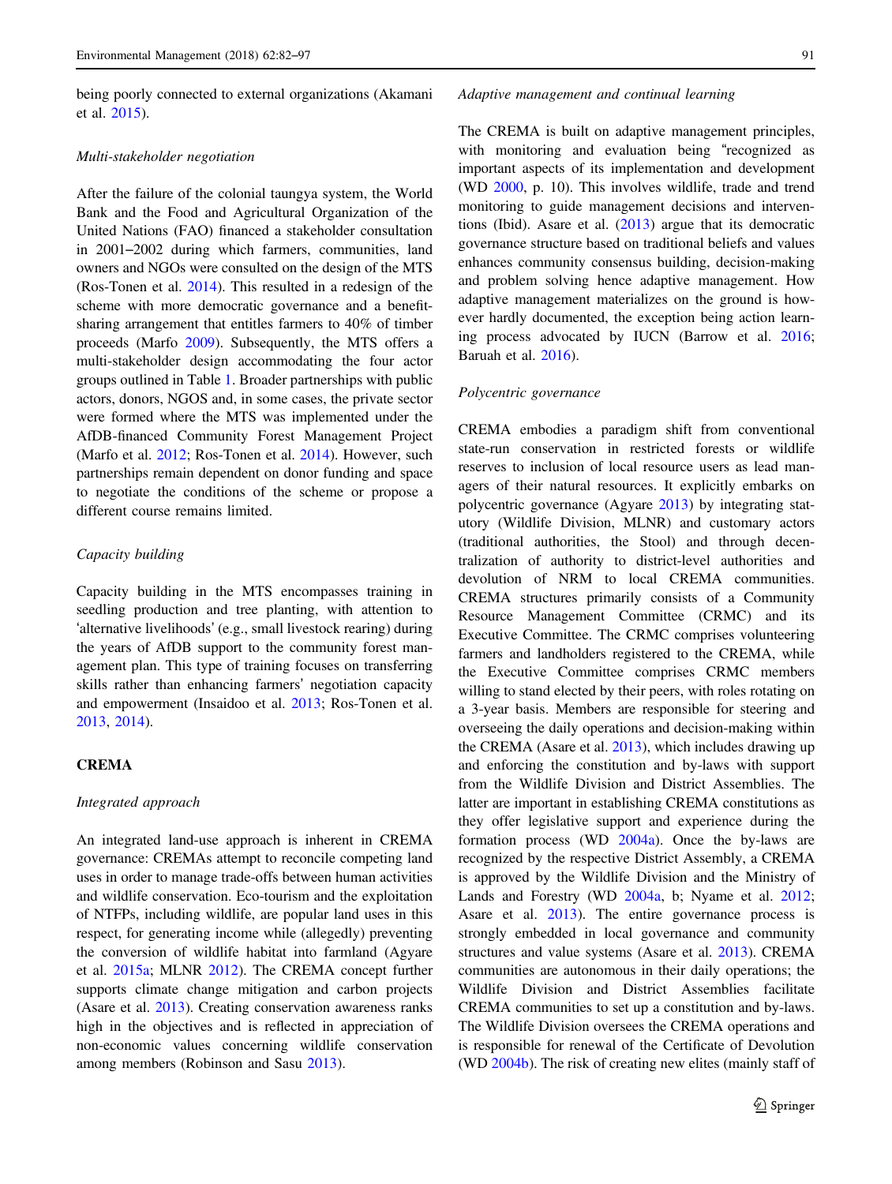being poorly connected to external organizations (Akamani et al. 2015).

*Multi-stakeholder negotiation*

After the failure of the colonial taungya system, the World Bank and the Food and Agricultural Organization of the United Nations (FAO) financed a stakeholder consultation in 2001–2002 during which farmers, communities, land owners and NGOs were consulted on the design of the MTS (Ros-Tonen et al. 2014). This resulted in a redesign of the scheme with more democratic governance and a benefit-sharing arrangement that entitles farmers to 40% of timber proceeds (Marfo 2009). Subsequently, the MTS offers a multi-stakeholder design accommodating the four actor groups outlined in Table 1. Broader partnerships with public actors, donors, NGOS and, in some cases, the private sector were formed where the MTS was implemented under the AfDB-financed Community Forest Management Project (Marfo et al. 2012; Ros-Tonen et al. 2014). However, such partnerships remain dependent on donor funding and space to negotiate the conditions of the scheme or propose a different course remains limited.

*Capacity building*

Capacity building in the MTS encompasses training in seedling production and tree planting, with attention to 'alternative livelihoods' (e.g., small livestock rearing) during the years of AfDB support to the community forest management plan. This type of training focuses on transferring skills rather than enhancing farmers' negotiation capacity and empowerment (Insaidoo et al. 2013; Ros-Tonen et al. 2013, 2014).

**CREMA**

*Integrated approach*

An integrated land-use approach is inherent in CREMA governance: CREMAs attempt to reconcile competing land uses in order to manage trade-offs between human activities and wildlife conservation. Eco-tourism and the exploitation of NTFPs, including wildlife, are popular land uses in this respect, for generating income while (allegedly) preventing the conversion of wildlife habitat into farmland (Agyare et al. 2015a; MLNR 2012). The CREMA concept further supports climate change mitigation and carbon projects (Asare et al. 2013). Creating conservation awareness ranks high in the objectives and is reflected in appreciation of non-economic values concerning wildlife conservation among members (Robinson and Sasu 2013).

*Adaptive management and continual learning*

The CREMA is built on adaptive management principles, with monitoring and evaluation being "recognized as important aspects of its implementation and development (WD 2000, p. 10). This involves wildlife, trade and trend monitoring to guide management decisions and interventions (Ibid). Asare et al. (2013) argue that its democratic governance structure based on traditional beliefs and values enhances community consensus building, decision-making and problem solving hence adaptive management. How adaptive management materializes on the ground is however hardly documented, the exception being action learning process advocated by IUCN (Barrow et al. 2016; Baruah et al. 2016).

*Polycentric governance*

CREMA embodies a paradigm shift from conventional state-run conservation in restricted forests or wildlife reserves to inclusion of local resource users as lead managers of their natural resources. It explicitly embarks on polycentric governance (Agyare 2013) by integrating statutory (Wildlife Division, MLNR) and customary actors (traditional authorities, the Stool) and through decentralization of authority to district-level authorities and devolution of NRM to local CREMA communities. CREMA structures primarily consists of a Community Resource Management Committee (CRMC) and its Executive Committee. The CRMC comprises volunteering farmers and landholders registered to the CREMA, while the Executive Committee comprises CRMC members willing to stand elected by their peers, with roles rotating on a 3-year basis. Members are responsible for steering and overseeing the daily operations and decision-making within the CREMA (Asare et al. 2013), which includes drawing up and enforcing the constitution and by-laws with support from the Wildlife Division and District Assemblies. The latter are important in establishing CREMA constitutions as they offer legislative support and experience during the formation process (WD 2004a). Once the by-laws are recognized by the respective District Assembly, a CREMA is approved by the Wildlife Division and the Ministry of Lands and Forestry (WD 2004a, b; Nyame et al. 2012; Asare et al. 2013). The entire governance process is strongly embedded in local governance and community structures and value systems (Asare et al. 2013). CREMA communities are autonomous in their daily operations; the Wildlife Division and District Assemblies facilitate CREMA communities to set up a constitution and by-laws. The Wildlife Division oversees the CREMA operations and is responsible for renewal of the Certificate of Devolution (WD 2004b). The risk of creating new elites (mainly staff of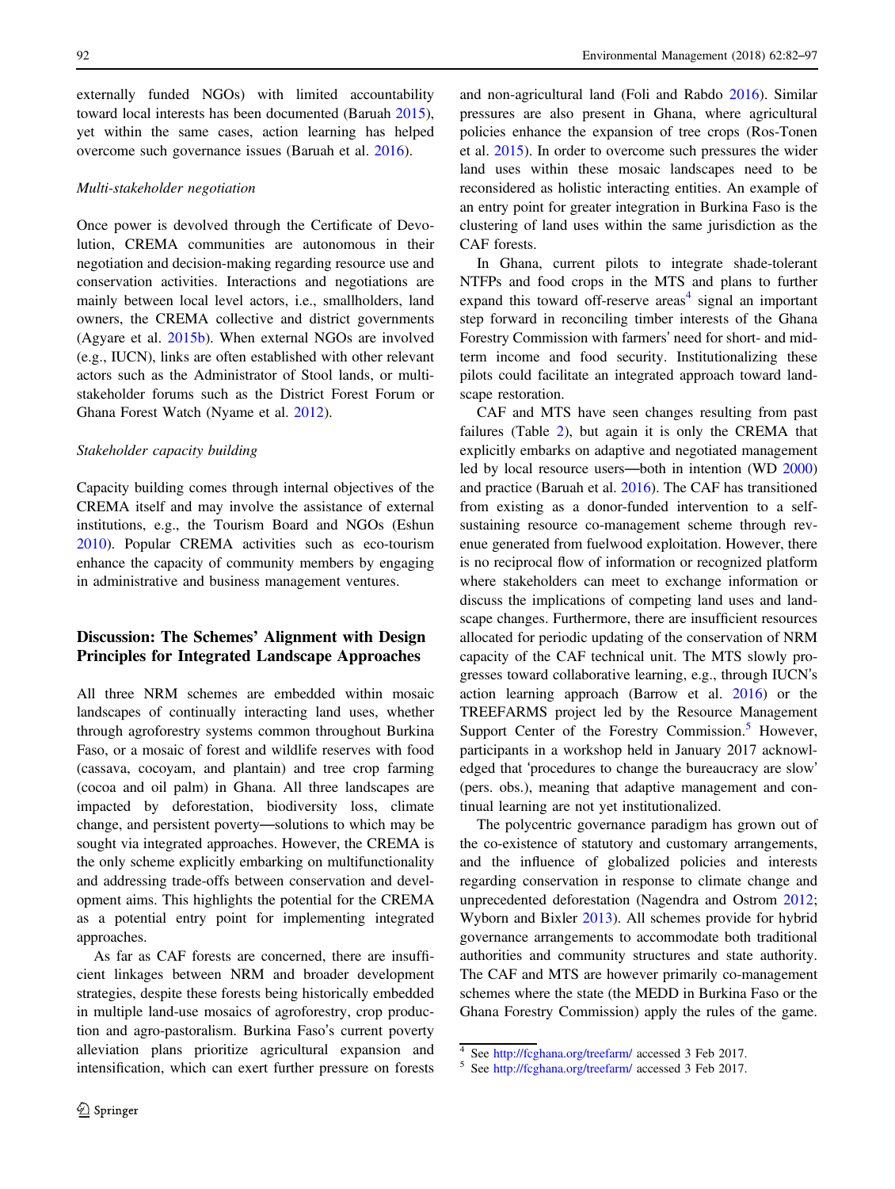externally funded NGOs) with limited accountability toward local interests has been documented (Baruah 2015), yet within the same cases, action learning has helped overcome such governance issues (Baruah et al. 2016).

*Multi-stakeholder negotiation*

Once power is devolved through the Certificate of Devolution, CREMA communities are autonomous in their negotiation and decision-making regarding resource use and conservation activities. Interactions and negotiations are mainly between local level actors, i.e., smallholders, land owners, the CREMA collective and district governments (Agyare et al. 2015b). When external NGOs are involved (e.g., IUCN), links are often established with other relevant actors such as the Administrator of Stool lands, or multi-stakeholder forums such as the District Forest Forum or Ghana Forest Watch (Nyame et al. 2012).

*Stakeholder capacity building*

Capacity building comes through internal objectives of the CREMA itself and may involve the assistance of external institutions, e.g., the Tourism Board and NGOs (Eshun 2010). Popular CREMA activities such as eco-tourism enhance the capacity of community members by engaging in administrative and business management ventures.

## Discussion: The Schemes' Alignment with Design Principles for Integrated Landscape Approaches

All three NRM schemes are embedded within mosaic landscapes of continually interacting land uses, whether through agroforestry systems common throughout Burkina Faso, or a mosaic of forest and wildlife reserves with food (cassava, cocoyam, and plantain) and tree crop farming (cocoa and oil palm) in Ghana. All three landscapes are impacted by deforestation, biodiversity loss, climate change, and persistent poverty—solutions to which may be sought via integrated approaches. However, the CREMA is the only scheme explicitly embarking on multifunctionality and addressing trade-offs between conservation and development aims. This highlights the potential for the CREMA as a potential entry point for implementing integrated approaches.

As far as CAF forests are concerned, there are insufficient linkages between NRM and broader development strategies, despite these forests being historically embedded in multiple land-use mosaics of agroforestry, crop production and agro-pastoralism. Burkina Faso's current poverty alleviation plans prioritize agricultural expansion and intensification, which can exert further pressure on forests and non-agricultural land (Foli and Rabdo 2016). Similar pressures are also present in Ghana, where agricultural policies enhance the expansion of tree crops (Ros-Tonen et al. 2015). In order to overcome such pressures the wider land uses within these mosaic landscapes need to be reconsidered as holistic interacting entities. An example of an entry point for greater integration in Burkina Faso is the clustering of land uses within the same jurisdiction as the CAF forests.

In Ghana, current pilots to integrate shade-tolerant NTFPs and food crops in the MTS and plans to further expand this toward off-reserve areas[4] signal an important step forward in reconciling timber interests of the Ghana Forestry Commission with farmers' need for short- and mid-term income and food security. Institutionalizing these pilots could facilitate an integrated approach toward landscape restoration.

CAF and MTS have seen changes resulting from past failures (Table 2), but again it is only the CREMA that explicitly embarks on adaptive and negotiated management led by local resource users—both in intention (WD 2000) and practice (Baruah et al. 2016). The CAF has transitioned from existing as a donor-funded intervention to a self-sustaining resource co-management scheme through revenue generated from fuelwood exploitation. However, there is no reciprocal flow of information or recognized platform where stakeholders can meet to exchange information or discuss the implications of competing land uses and landscape changes. Furthermore, there are insufficient resources allocated for periodic updating of the conservation of NRM capacity of the CAF technical unit. The MTS slowly progresses toward collaborative learning, e.g., through IUCN's action learning approach (Barrow et al. 2016) or the TREEFARMS project led by the Resource Management Support Center of the Forestry Commission.[5] However, participants in a workshop held in January 2017 acknowledged that 'procedures to change the bureaucracy are slow' (pers. obs.), meaning that adaptive management and continual learning are not yet institutionalized.

The polycentric governance paradigm has grown out of the co-existence of statutory and customary arrangements, and the influence of globalized policies and interests regarding conservation in response to climate change and unprecedented deforestation (Nagendra and Ostrom 2012; Wyborn and Bixler 2013). All schemes provide for hybrid governance arrangements to accommodate both traditional authorities and community structures and state authority. The CAF and MTS are however primarily co-management schemes where the state (the MEDD in Burkina Faso or the Ghana Forestry Commission) apply the rules of the game.

[4] See http://fcghana.org/treefarm/ accessed 3 Feb 2017.

[5] See http://fcghana.org/treefarm/ accessed 3 Feb 2017.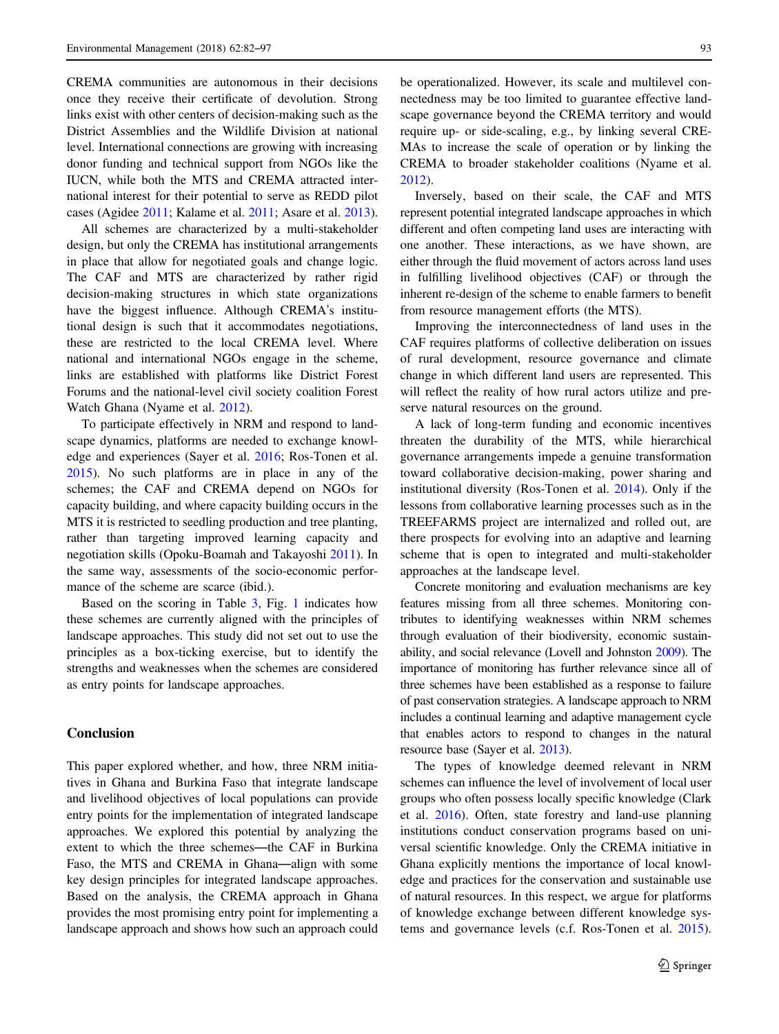CREMA communities are autonomous in their decisions once they receive their certificate of devolution. Strong links exist with other centers of decision-making such as the District Assemblies and the Wildlife Division at national level. International connections are growing with increasing donor funding and technical support from NGOs like the IUCN, while both the MTS and CREMA attracted international interest for their potential to serve as REDD pilot cases (Agidee 2011; Kalame et al. 2011; Asare et al. 2013).

All schemes are characterized by a multi-stakeholder design, but only the CREMA has institutional arrangements in place that allow for negotiated goals and change logic. The CAF and MTS are characterized by rather rigid decision-making structures in which state organizations have the biggest influence. Although CREMA's institutional design is such that it accommodates negotiations, these are restricted to the local CREMA level. Where national and international NGOs engage in the scheme, links are established with platforms like District Forest Forums and the national-level civil society coalition Forest Watch Ghana (Nyame et al. 2012).

To participate effectively in NRM and respond to landscape dynamics, platforms are needed to exchange knowledge and experiences (Sayer et al. 2016; Ros-Tonen et al. 2015). No such platforms are in place in any of the schemes; the CAF and CREMA depend on NGOs for capacity building, and where capacity building occurs in the MTS it is restricted to seedling production and tree planting, rather than targeting improved learning capacity and negotiation skills (Opoku-Boamah and Takayoshi 2011). In the same way, assessments of the socio-economic performance of the scheme are scarce (ibid.).

Based on the scoring in Table 3, Fig. 1 indicates how these schemes are currently aligned with the principles of landscape approaches. This study did not set out to use the principles as a box-ticking exercise, but to identify the strengths and weaknesses when the schemes are considered as entry points for landscape approaches.

## Conclusion

This paper explored whether, and how, three NRM initiatives in Ghana and Burkina Faso that integrate landscape and livelihood objectives of local populations can provide entry points for the implementation of integrated landscape approaches. We explored this potential by analyzing the extent to which the three schemes—the CAF in Burkina Faso, the MTS and CREMA in Ghana—align with some key design principles for integrated landscape approaches. Based on the analysis, the CREMA approach in Ghana provides the most promising entry point for implementing a landscape approach and shows how such an approach could be operationalized. However, its scale and multilevel connectedness may be too limited to guarantee effective landscape governance beyond the CREMA territory and would require up- or side-scaling, e.g., by linking several CREMAs to increase the scale of operation or by linking the CREMA to broader stakeholder coalitions (Nyame et al. 2012).

Inversely, based on their scale, the CAF and MTS represent potential integrated landscape approaches in which different and often competing land uses are interacting with one another. These interactions, as we have shown, are either through the fluid movement of actors across land uses in fulfilling livelihood objectives (CAF) or through the inherent re-design of the scheme to enable farmers to benefit from resource management efforts (the MTS).

Improving the interconnectedness of land uses in the CAF requires platforms of collective deliberation on issues of rural development, resource governance and climate change in which different land users are represented. This will reflect the reality of how rural actors utilize and preserve natural resources on the ground.

A lack of long-term funding and economic incentives threaten the durability of the MTS, while hierarchical governance arrangements impede a genuine transformation toward collaborative decision-making, power sharing and institutional diversity (Ros-Tonen et al. 2014). Only if the lessons from collaborative learning processes such as in the TREEFARMS project are internalized and rolled out, are there prospects for evolving into an adaptive and learning scheme that is open to integrated and multi-stakeholder approaches at the landscape level.

Concrete monitoring and evaluation mechanisms are key features missing from all three schemes. Monitoring contributes to identifying weaknesses within NRM schemes through evaluation of their biodiversity, economic sustainability, and social relevance (Lovell and Johnston 2009). The importance of monitoring has further relevance since all of three schemes have been established as a response to failure of past conservation strategies. A landscape approach to NRM includes a continual learning and adaptive management cycle that enables actors to respond to changes in the natural resource base (Sayer et al. 2013).

The types of knowledge deemed relevant in NRM schemes can influence the level of involvement of local user groups who often possess locally specific knowledge (Clark et al. 2016). Often, state forestry and land-use planning institutions conduct conservation programs based on universal scientific knowledge. Only the CREMA initiative in Ghana explicitly mentions the importance of local knowledge and practices for the conservation and sustainable use of natural resources. In this respect, we argue for platforms of knowledge exchange between different knowledge systems and governance levels (c.f. Ros-Tonen et al. 2015).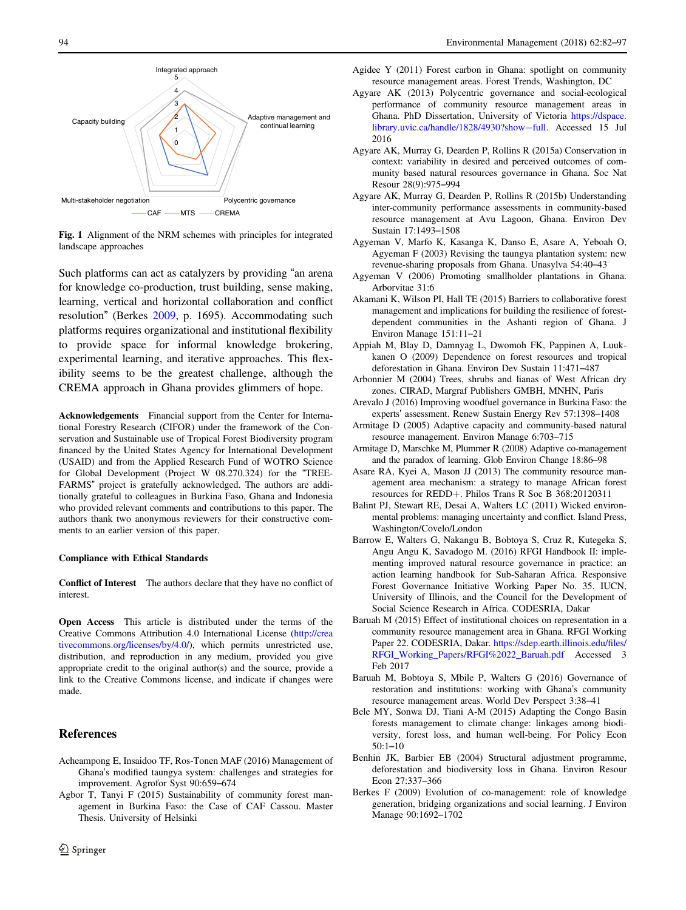Fig. 1 Alignment of the NRM schemes with principles for integrated landscape approaches

Such platforms can act as catalyzers by providing "an arena for knowledge co-production, trust building, sense making, learning, vertical and horizontal collaboration and conflict resolution" (Berkes 2009, p. 1695). Accommodating such platforms requires organizational and institutional flexibility to provide space for informal knowledge brokering, experimental learning, and iterative approaches. This flexibility seems to be the greatest challenge, although the CREMA approach in Ghana provides glimmers of hope.

**Acknowledgements** Financial support from the Center for International Forestry Research (CIFOR) under the framework of the Conservation and Sustainable use of Tropical Forest Biodiversity program financed by the United States Agency for International Development (USAID) and from the Applied Research Fund of WOTRO Science for Global Development (Project W 08.270.324) for the "TREE-FARMS" project is gratefully acknowledged. The authors are additionally grateful to colleagues in Burkina Faso, Ghana and Indonesia who provided relevant comments and contributions to this paper. The authors thank two anonymous reviewers for their constructive comments to an earlier version of this paper.

**Compliance with Ethical Standards**

**Conflict of Interest** The authors declare that they have no conflict of interest.

**Open Access** This article is distributed under the terms of the Creative Commons Attribution 4.0 International License (http://creativecommons.org/licenses/by/4.0/), which permits unrestricted use, distribution, and reproduction in any medium, provided you give appropriate credit to the original author(s) and the source, provide a link to the Creative Commons license, and indicate if changes were made.

## References

Acheampong E, Insaidoo TF, Ros-Tonen MAF (2016) Management of Ghana's modified taungya system: challenges and strategies for improvement. Agrofor Syst 90:659–674

Agbor T, Tanyi F (2015) Sustainability of community forest management in Burkina Faso: the Case of CAF Cassou. Master Thesis. University of Helsinki

Agidee Y (2011) Forest carbon in Ghana: spotlight on community resource management areas. Forest Trends, Washington, DC

Agyare AK (2013) Polycentric governance and social-ecological performance of community resource management areas in Ghana. PhD Dissertation, University of Victoria https://dspace.library.uvic.ca/handle/1828/4930?show=full. Accessed 15 Jul 2016

Agyare AK, Murray G, Dearden P, Rollins R (2015a) Conservation in context: variability in desired and perceived outcomes of community based natural resources governance in Ghana. Soc Nat Resour 28(9):975–994

Agyare AK, Murray G, Dearden P, Rollins R (2015b) Understanding inter-community performance assessments in community-based resource management at Avu Lagoon, Ghana. Environ Dev Sustain 17:1493–1508

Agyeman V, Marfo K, Kasanga K, Danso E, Asare A, Yeboah O, Agyeman F (2003) Revising the taungya plantation system: new revenue-sharing proposals from Ghana. Unasylva 54:40–43

Agyeman V (2006) Promoting smallholder plantations in Ghana. Arborvitae 31:6

Akamani K, Wilson PI, Hall TE (2015) Barriers to collaborative forest management and implications for building the resilience of forest-dependent communities in the Ashanti region of Ghana. J Environ Manage 151:11–21

Appiah M, Blay D, Damnyag L, Dwomoh FK, Pappinen A, Luukkanen O (2009) Dependence on forest resources and tropical deforestation in Ghana. Environ Dev Sustain 11:471–487

Arbonnier M (2004) Trees, shrubs and lianas of West African dry zones. CIRAD, Margraf Publishers GMBH, MNHN, Paris

Arevalo J (2016) Improving woodfuel governance in Burkina Faso: the experts' assessment. Renew Sustain Energy Rev 57:1398–1408

Armitage D (2005) Adaptive capacity and community-based natural resource management. Environ Manage 6:703–715

Armitage D, Marschke M, Plummer R (2008) Adaptive co-management and the paradox of learning. Glob Environ Change 18:86–98

Asare RA, Kyei A, Mason JJ (2013) The community resource management area mechanism: a strategy to manage African forest resources for REDD+. Philos Trans R Soc B 368:20120311

Balint PJ, Stewart RE, Desai A, Walters LC (2011) Wicked environmental problems: managing uncertainty and conflict. Island Press, Washington/Covelo/London

Barrow E, Walters G, Nakangu B, Bobtoya S, Cruz R, Kutegeka S, Angu Angu K, Savadogo M. (2016) RFGI Handbook II: implementing improved natural resource governance in practice: an action learning handbook for Sub-Saharan Africa. Responsive Forest Governance Initiative Working Paper No. 35. IUCN, University of Illinois, and the Council for the Development of Social Science Research in Africa. CODESRIA, Dakar

Baruah M (2015) Effect of institutional choices on representation in a community resource management area in Ghana. RFGI Working Paper 22. CODESRIA, Dakar. https://sdep.earth.illinois.edu/files/RFGI_Working_Papers/RFGI%2022_Baruah.pdf Accessed 3 Feb 2017

Baruah M, Bobtoya S, Mbile P, Walters G (2016) Governance of restoration and institutions: working with Ghana's community resource management areas. World Dev Perspect 3:38–41

Bele MY, Sonwa DJ, Tiani A-M (2015) Adapting the Congo Basin forests management to climate change: linkages among biodiversity, forest loss, and human well-being. For Policy Econ 50:1–10

Benhin JK, Barbier EB (2004) Structural adjustment programme, deforestation and biodiversity loss in Ghana. Environ Resour Econ 27:337–366

Berkes F (2009) Evolution of co-management: role of knowledge generation, bridging organizations and social learning. J Environ Manage 90:1692–1702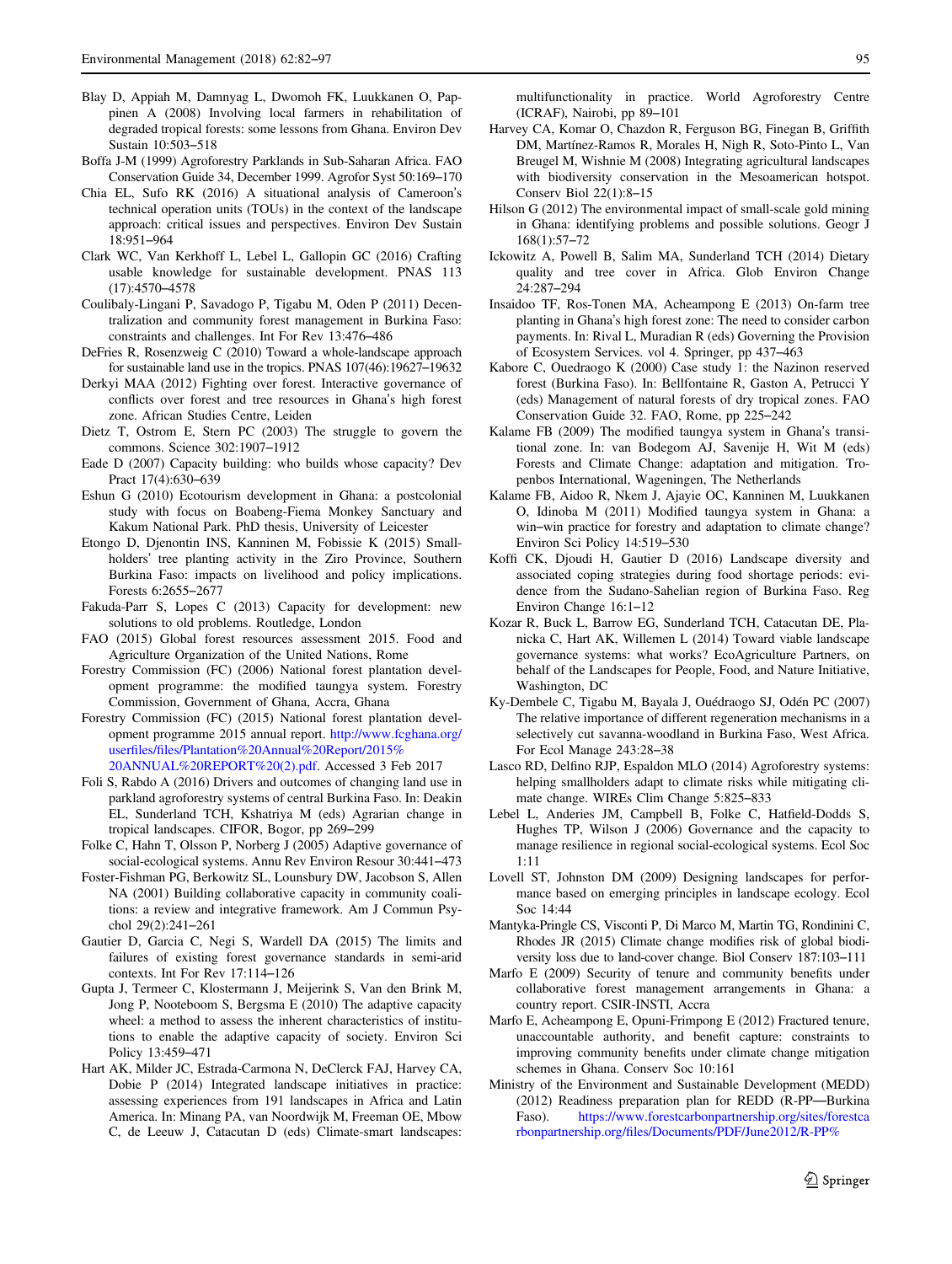Blay D, Appiah M, Damnyag L, Dwomoh FK, Luukkanen O, Pappinen A (2008) Involving local farmers in rehabilitation of degraded tropical forests: some lessons from Ghana. Environ Dev Sustain 10:503–518

Boffa J-M (1999) Agroforestry Parklands in Sub-Saharan Africa. FAO Conservation Guide 34, December 1999. Agrofor Syst 50:169–170

Chia EL, Sufo RK (2016) A situational analysis of Cameroon's technical operation units (TOUs) in the context of the landscape approach: critical issues and perspectives. Environ Dev Sustain 18:951–964

Clark WC, Van Kerkhoff L, Lebel L, Gallopin GC (2016) Crafting usable knowledge for sustainable development. PNAS 113 (17):4570–4578

Coulibaly-Lingani P, Savadogo P, Tigabu M, Oden P (2011) Decentralization and community forest management in Burkina Faso: constraints and challenges. Int For Rev 13:476–486

DeFries R, Rosenzweig C (2010) Toward a whole-landscape approach for sustainable land use in the tropics. PNAS 107(46):19627–19632

Derkyi MAA (2012) Fighting over forest. Interactive governance of conflicts over forest and tree resources in Ghana's high forest zone. African Studies Centre, Leiden

Dietz T, Ostrom E, Stern PC (2003) The struggle to govern the commons. Science 302:1907–1912

Eade D (2007) Capacity building: who builds whose capacity? Dev Pract 17(4):630–639

Eshun G (2010) Ecotourism development in Ghana: a postcolonial study with focus on Boabeng-Fiema Monkey Sanctuary and Kakum National Park. PhD thesis, University of Leicester

Etongo D, Djenontin INS, Kanninen M, Fobissie K (2015) Smallholders' tree planting activity in the Ziro Province, Southern Burkina Faso: impacts on livelihood and policy implications. Forests 6:2655–2677

Fakuda-Parr S, Lopes C (2013) Capacity for development: new solutions to old problems. Routledge, London

FAO (2015) Global forest resources assessment 2015. Food and Agriculture Organization of the United Nations, Rome

Forestry Commission (FC) (2006) National forest plantation development programme: the modified taungya system. Forestry Commission, Government of Ghana, Accra, Ghana

Forestry Commission (FC) (2015) National forest plantation development programme 2015 annual report. http://www.fcghana.org/userfiles/files/Plantation%20Annual%20Report/2015%20ANNUAL%20REPORT%20(2).pdf. Accessed 3 Feb 2017

Foli S, Rabdo A (2016) Drivers and outcomes of changing land use in parkland agroforestry systems of central Burkina Faso. In: Deakin EL, Sunderland TCH, Kshatriya M (eds) Agrarian change in tropical landscapes. CIFOR, Bogor, pp 269–299

Folke C, Hahn T, Olsson P, Norberg J (2005) Adaptive governance of social-ecological systems. Annu Rev Environ Resour 30:441–473

Foster-Fishman PG, Berkowitz SL, Lounsbury DW, Jacobson S, Allen NA (2001) Building collaborative capacity in community coalitions: a review and integrative framework. Am J Commun Psychol 29(2):241–261

Gautier D, Garcia C, Negi S, Wardell DA (2015) The limits and failures of existing forest governance standards in semi-arid contexts. Int For Rev 17:114–126

Gupta J, Termeer C, Klostermann J, Meijerink S, Van den Brink M, Jong P, Nooteboom S, Bergsma E (2010) The adaptive capacity wheel: a method to assess the inherent characteristics of institutions to enable the adaptive capacity of society. Environ Sci Policy 13:459–471

Hart AK, Milder JC, Estrada-Carmona N, DeClerck FAJ, Harvey CA, Dobie P (2014) Integrated landscape initiatives in practice: assessing experiences from 191 landscapes in Africa and Latin America. In: Minang PA, van Noordwijk M, Freeman OE, Mbow C, de Leeuw J, Catacutan D (eds) Climate-smart landscapes: multifunctionality in practice. World Agroforestry Centre (ICRAF), Nairobi, pp 89–101

Harvey CA, Komar O, Chazdon R, Ferguson BG, Finegan B, Griffith DM, Martínez-Ramos R, Morales H, Nigh R, Soto-Pinto L, Van Breugel M, Wishnie M (2008) Integrating agricultural landscapes with biodiversity conservation in the Mesoamerican hotspot. Conserv Biol 22(1):8–15

Hilson G (2012) The environmental impact of small-scale gold mining in Ghana: identifying problems and possible solutions. Geogr J 168(1):57–72

Ickowitz A, Powell B, Salim MA, Sunderland TCH (2014) Dietary quality and tree cover in Africa. Glob Environ Change 24:287–294

Insaidoo TF, Ros-Tonen MA, Acheampong E (2013) On-farm tree planting in Ghana's high forest zone: The need to consider carbon payments. In: Rival L, Muradian R (eds) Governing the Provision of Ecosystem Services. vol 4. Springer, pp 437–463

Kabore C, Ouedraogo K (2000) Case study 1: the Nazinon reserved forest (Burkina Faso). In: Bellfontaine R, Gaston A, Petrucci Y (eds) Management of natural forests of dry tropical zones. FAO Conservation Guide 32. FAO, Rome, pp 225–242

Kalame FB (2009) The modified taungya system in Ghana's transitional zone. In: van Bodegom AJ, Savenije H, Wit M (eds) Forests and Climate Change: adaptation and mitigation. Tropenbos International, Wageningen, The Netherlands

Kalame FB, Aidoo R, Nkem J, Ajayie OC, Kanninen M, Luukkanen O, Idinoba M (2011) Modified taungya system in Ghana: a win–win practice for forestry and adaptation to climate change? Environ Sci Policy 14:519–530

Koffi CK, Djoudi H, Gautier D (2016) Landscape diversity and associated coping strategies during food shortage periods: evidence from the Sudano-Sahelian region of Burkina Faso. Reg Environ Change 16:1–12

Kozar R, Buck L, Barrow EG, Sunderland TCH, Catacutan DE, Planicka C, Hart AK, Willemen L (2014) Toward viable landscape governance systems: what works? EcoAgriculture Partners, on behalf of the Landscapes for People, Food, and Nature Initiative, Washington, DC

Ky-Dembele C, Tigabu M, Bayala J, Ouédraogo SJ, Odén PC (2007) The relative importance of different regeneration mechanisms in a selectively cut savanna-woodland in Burkina Faso, West Africa. For Ecol Manage 243:28–38

Lasco RD, Delfino RJP, Espaldon MLO (2014) Agroforestry systems: helping smallholders adapt to climate risks while mitigating climate change. WIREs Clim Change 5:825–833

Lebel L, Anderies JM, Campbell B, Folke C, Hatfield-Dodds S, Hughes TP, Wilson J (2006) Governance and the capacity to manage resilience in regional social-ecological systems. Ecol Soc 1:11

Lovell ST, Johnston DM (2009) Designing landscapes for performance based on emerging principles in landscape ecology. Ecol Soc 14:44

Mantyka-Pringle CS, Visconti P, Di Marco M, Martin TG, Rondinini C, Rhodes JR (2015) Climate change modifies risk of global biodiversity loss due to land-cover change. Biol Conserv 187:103–111

Marfo E (2009) Security of tenure and community benefits under collaborative forest management arrangements in Ghana: a country report. CSIR-INSTI, Accra

Marfo E, Acheampong E, Opuni-Frimpong E (2012) Fractured tenure, unaccountable authority, and benefit capture: constraints to improving community benefits under climate change mitigation schemes in Ghana. Conserv Soc 10:161

Ministry of the Environment and Sustainable Development (MEDD) (2012) Readiness preparation plan for REDD (R-PP—Burkina Faso). https://www.forestcarbonpartnership.org/sites/forestcarbonpartnership.org/files/Documents/PDF/June2012/R-PP%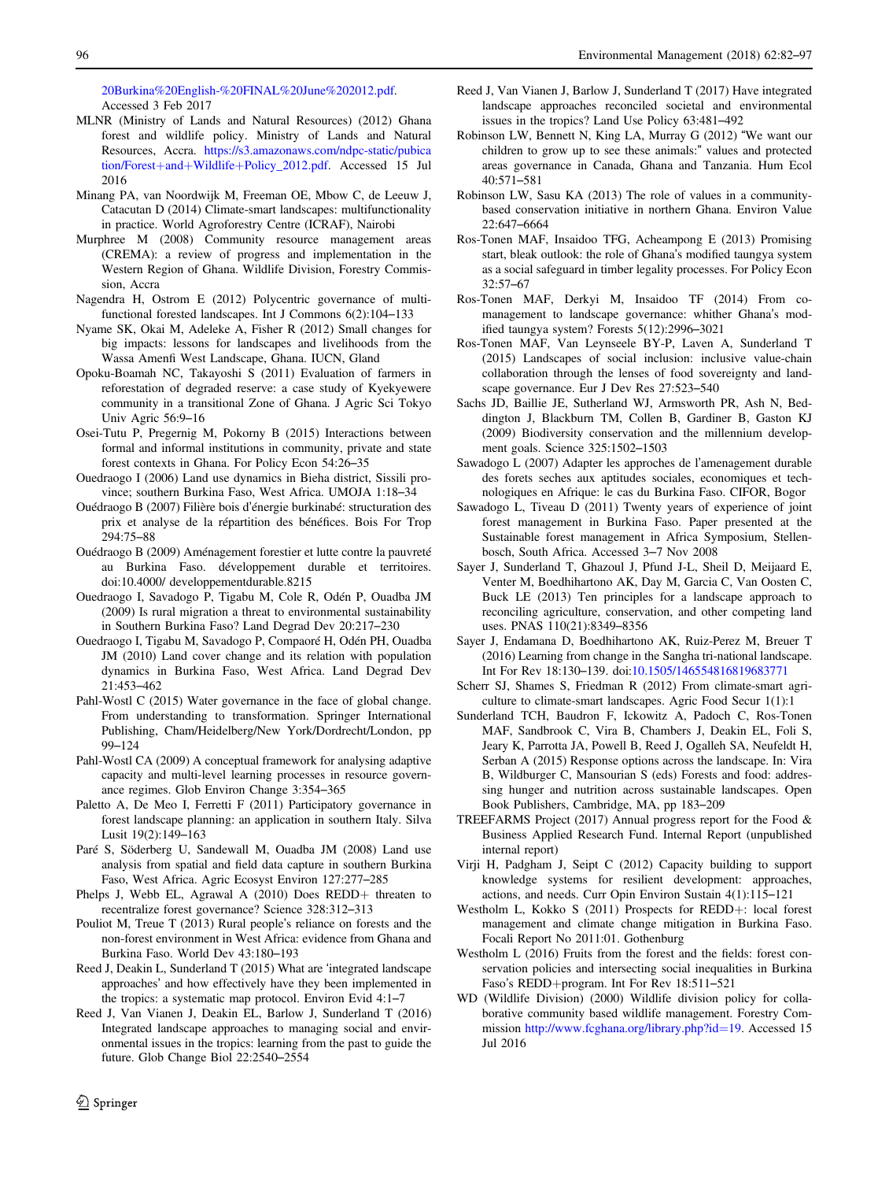20Burkina%20English-%20FINAL%20June%202012.pdf. Accessed 3 Feb 2017

MLNR (Ministry of Lands and Natural Resources) (2012) Ghana forest and wildlife policy. Ministry of Lands and Natural Resources, Accra. https://s3.amazonaws.com/ndpc-static/publication/Forest+and+Wildlife+Policy_2012.pdf. Accessed 15 Jul 2016

Minang PA, van Noordwijk M, Freeman OE, Mbow C, de Leeuw J, Catacutan D (2014) Climate-smart landscapes: multifunctionality in practice. World Agroforestry Centre (ICRAF), Nairobi

Murphree M (2008) Community resource management areas (CREMA): a review of progress and implementation in the Western Region of Ghana. Wildlife Division, Forestry Commission, Accra

Nagendra H, Ostrom E (2012) Polycentric governance of multifunctional forested landscapes. Int J Commons 6(2):104–133

Nyame SK, Okai M, Adeleke A, Fisher R (2012) Small changes for big impacts: lessons for landscapes and livelihoods from the Wassa Amenfi West Landscape, Ghana. IUCN, Gland

Opoku-Boamah NC, Takayoshi S (2011) Evaluation of farmers in reforestation of degraded reserve: a case study of Kyekyewere community in a transitional Zone of Ghana. J Agric Sci Tokyo Univ Agric 56:9–16

Osei-Tutu P, Pregernig M, Pokorny B (2015) Interactions between formal and informal institutions in community, private and state forest contexts in Ghana. For Policy Econ 54:26–35

Ouedraogo I (2006) Land use dynamics in Bieha district, Sissili province; southern Burkina Faso, West Africa. UMOJA 1:18–34

Ouédraogo B (2007) Filière bois d'énergie burkinabé: structuration des prix et analyse de la répartition des bénéfices. Bois For Trop 294:75–88

Ouédraogo B (2009) Aménagement forestier et lutte contre la pauvreté au Burkina Faso. développement durable et territoires. doi:10.4000/ developpementdurable.8215

Ouedraogo I, Savadogo P, Tigabu M, Cole R, Odén P, Ouadba JM (2009) Is rural migration a threat to environmental sustainability in Southern Burkina Faso? Land Degrad Dev 20:217–230

Ouedraogo I, Tigabu M, Savadogo P, Compaoré H, Odén PH, Ouadba JM (2010) Land cover change and its relation with population dynamics in Burkina Faso, West Africa. Land Degrad Dev 21:453–462

Pahl-Wostl C (2015) Water governance in the face of global change. From understanding to transformation. Springer International Publishing, Cham/Heidelberg/New York/Dordrecht/London, pp 99–124

Pahl-Wostl CA (2009) A conceptual framework for analysing adaptive capacity and multi-level learning processes in resource governance regimes. Glob Environ Change 3:354–365

Paletto A, De Meo I, Ferretti F (2011) Participatory governance in forest landscape planning: an application in southern Italy. Silva Lusit 19(2):149–163

Paré S, Söderberg U, Sandewall M, Ouadba JM (2008) Land use analysis from spatial and field data capture in southern Burkina Faso, West Africa. Agric Ecosyst Environ 127:277–285

Phelps J, Webb EL, Agrawal A (2010) Does REDD+ threaten to recentralize forest governance? Science 328:312–313

Pouliot M, Treue T (2013) Rural people's reliance on forests and the non-forest environment in West Africa: evidence from Ghana and Burkina Faso. World Dev 43:180–193

Reed J, Deakin L, Sunderland T (2015) What are 'integrated landscape approaches' and how effectively have they been implemented in the tropics: a systematic map protocol. Environ Evid 4:1–7

Reed J, Van Vianen J, Deakin EL, Barlow J, Sunderland T (2016) Integrated landscape approaches to managing social and environmental issues in the tropics: learning from the past to guide the future. Glob Change Biol 22:2540–2554

Reed J, Van Vianen J, Barlow J, Sunderland T (2017) Have integrated landscape approaches reconciled societal and environmental issues in the tropics? Land Use Policy 63:481–492

Robinson LW, Bennett N, King LA, Murray G (2012) "We want our children to grow up to see these animals:" values and protected areas governance in Canada, Ghana and Tanzania. Hum Ecol 40:571–581

Robinson LW, Sasu KA (2013) The role of values in a community-based conservation initiative in northern Ghana. Environ Value 22:647–6664

Ros-Tonen MAF, Insaidoo TFG, Acheampong E (2013) Promising start, bleak outlook: the role of Ghana's modified taungya system as a social safeguard in timber legality processes. For Policy Econ 32:57–67

Ros-Tonen MAF, Derkyi M, Insaidoo TF (2014) From co-management to landscape governance: whither Ghana's modified taungya system? Forests 5(12):2996–3021

Ros-Tonen MAF, Van Leynseele BY-P, Laven A, Sunderland T (2015) Landscapes of social inclusion: inclusive value-chain collaboration through the lenses of food sovereignty and landscape governance. Eur J Dev Res 27:523–540

Sachs JD, Baillie JE, Sutherland WJ, Armsworth PR, Ash N, Beddington J, Blackburn TM, Collen B, Gardiner B, Gaston KJ (2009) Biodiversity conservation and the millennium development goals. Science 325:1502–1503

Sawadogo L (2007) Adapter les approches de l'amenagement durable des forets seches aux aptitudes sociales, economiques et technologiques en Afrique: le cas du Burkina Faso. CIFOR, Bogor

Sawadogo L, Tiveau D (2011) Twenty years of experience of joint forest management in Burkina Faso. Paper presented at the Sustainable forest management in Africa Symposium, Stellenbosch, South Africa. Accessed 3–7 Nov 2008

Sayer J, Sunderland T, Ghazoul J, Pfund J-L, Sheil D, Meijaard E, Venter M, Boedhihartono AK, Day M, Garcia C, Van Oosten C, Buck LE (2013) Ten principles for a landscape approach to reconciling agriculture, conservation, and other competing land uses. PNAS 110(21):8349–8356

Sayer J, Endamana D, Boedhihartono AK, Ruiz-Perez M, Breuer T (2016) Learning from change in the Sangha tri-national landscape. Int For Rev 18:130–139. doi:10.1505/146554816819683771

Scherr SJ, Shames S, Friedman R (2012) From climate-smart agriculture to climate-smart landscapes. Agric Food Secur 1(1):1

Sunderland TCH, Baudron F, Ickowitz A, Padoch C, Ros-Tonen MAF, Sandbrook C, Vira B, Chambers J, Deakin EL, Foli S, Jeary K, Parrotta JA, Powell B, Reed J, Ogalleh SA, Neufeldt H, Serban A (2015) Response options across the landscape. In: Vira B, Wildburger C, Mansourian S (eds) Forests and food: addressing hunger and nutrition across sustainable landscapes. Open Book Publishers, Cambridge, MA, pp 183–209

TREEFARMS Project (2017) Annual progress report for the Food & Business Applied Research Fund. Internal Report (unpublished internal report)

Virji H, Padgham J, Seipt C (2012) Capacity building to support knowledge systems for resilient development: approaches, actions, and needs. Curr Opin Environ Sustain 4(1):115–121

Westholm L, Kokko S (2011) Prospects for REDD+: local forest management and climate change mitigation in Burkina Faso. Focali Report No 2011:01. Gothenburg

Westholm L (2016) Fruits from the forest and the fields: forest conservation policies and intersecting social inequalities in Burkina Faso's REDD+program. Int For Rev 18:511–521

WD (Wildlife Division) (2000) Wildlife division policy for collaborative community based wildlife management. Forestry Commission http://www.fcghana.org/library.php?id=19. Accessed 15 Jul 2016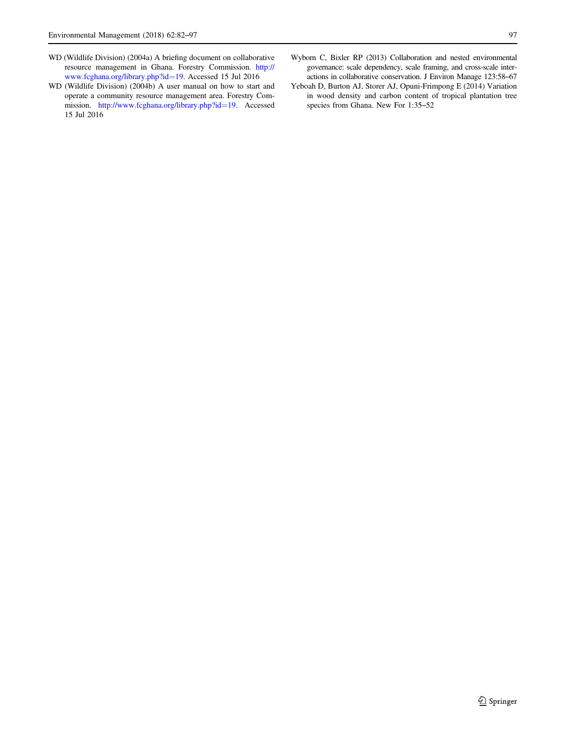WD (Wildlife Division) (2004a) A briefing document on collaborative resource management in Ghana. Forestry Commission. http://www.fcghana.org/library.php?id=19. Accessed 15 Jul 2016

WD (Wildlife Division) (2004b) A user manual on how to start and operate a community resource management area. Forestry Commission. http://www.fcghana.org/library.php?id=19. Accessed 15 Jul 2016

Wyborn C, Bixler RP (2013) Collaboration and nested environmental governance: scale dependency, scale framing, and cross-scale interactions in collaborative conservation. J Environ Manage 123:58–67

Yeboah D, Burton AJ, Storer AJ, Opuni-Frimpong E (2014) Variation in wood density and carbon content of tropical plantation tree species from Ghana. New For 1:35–52